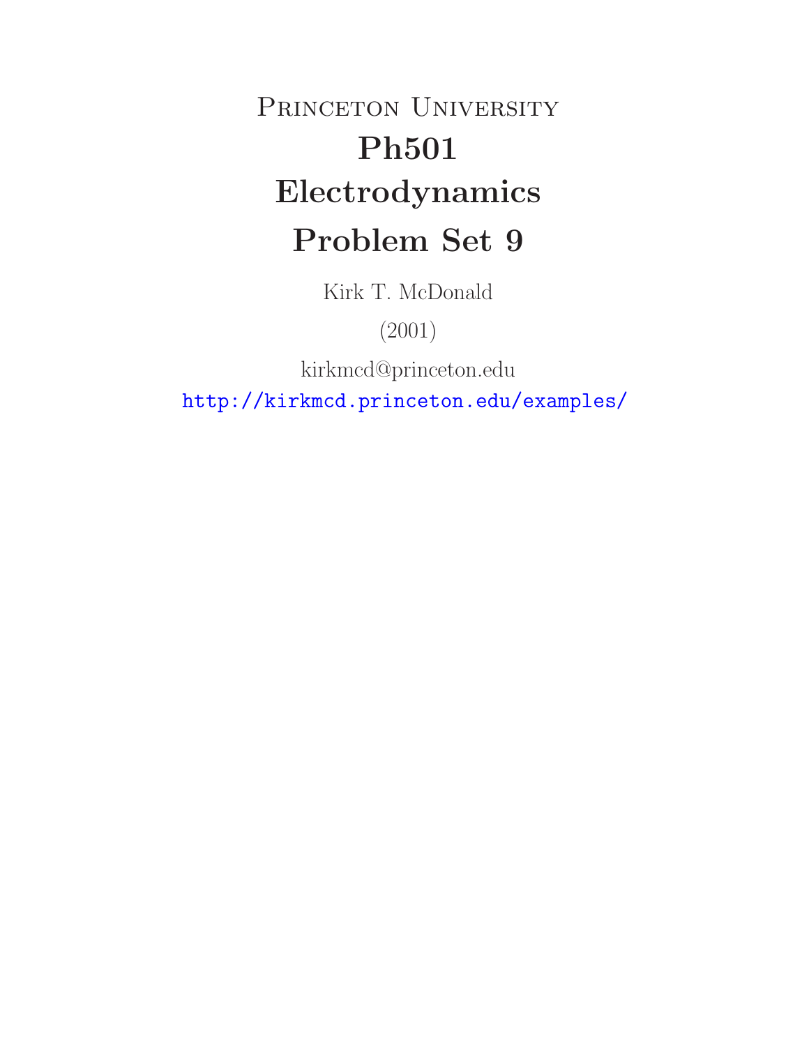# Princeton University

# Ph501

# Electrodynamics

# Problem Set 9

Kirk T. McDonald

(2001)

kirkmcd@princeton.edu

http://kirkmcd.princeton.edu/examples/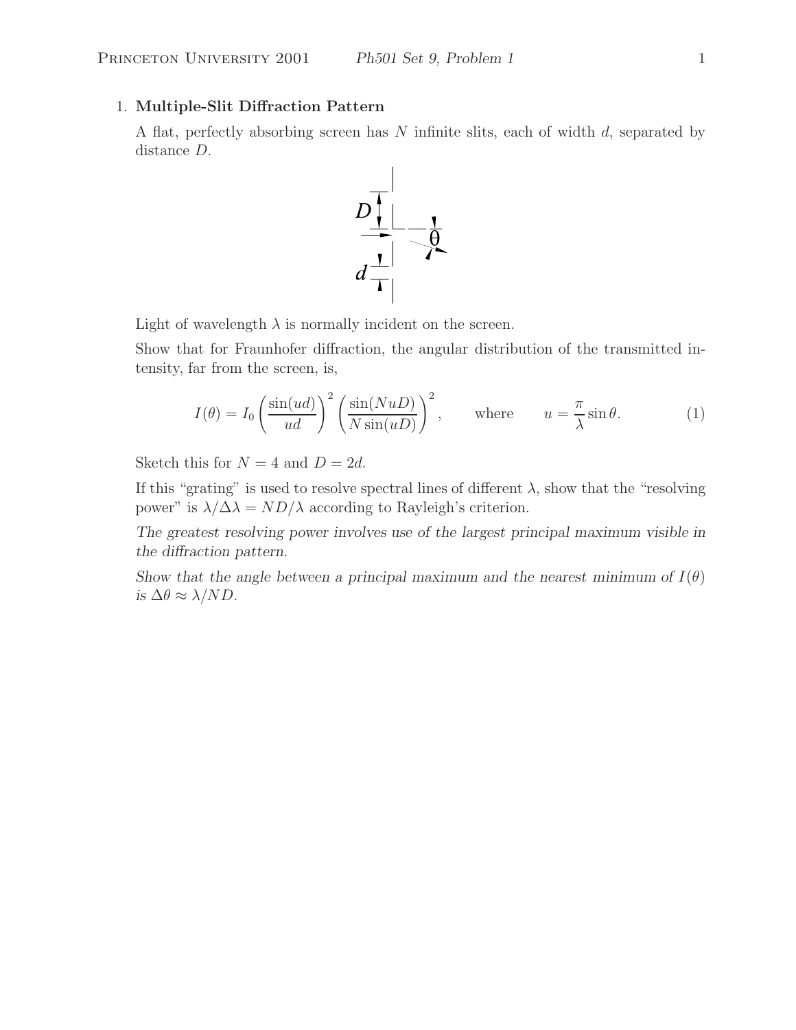1. **Multiple-Slit Diffraction Pattern**

A flat, perfectly absorbing screen has $N$ infinite slits, each of width $d$, separated by distance $D$.

Light of wavelength $\lambda$ is normally incident on the screen.

Show that for Fraunhofer diffraction, the angular distribution of the transmitted intensity, far from the screen, is,

$$I(\theta) = I_0 \left(\frac{\sin(ud)}{ud}\right)^2 \left(\frac{\sin(NuD)}{N\sin(uD)}\right)^2, \qquad \text{where} \qquad u = \frac{\pi}{\lambda}\sin\theta. \tag{1}$$

Sketch this for $N = 4$ and $D = 2d$.

If this "grating" is used to resolve spectral lines of different $\lambda$, show that the "resolving power" is $\lambda/\Delta\lambda = ND/\lambda$ according to Rayleigh's criterion.

*The greatest resolving power involves use of the largest principal maximum visible in the diffraction pattern.*

*Show that the angle between a principal maximum and the nearest minimum of $I(\theta)$ is $\Delta\theta \approx \lambda/ND$.*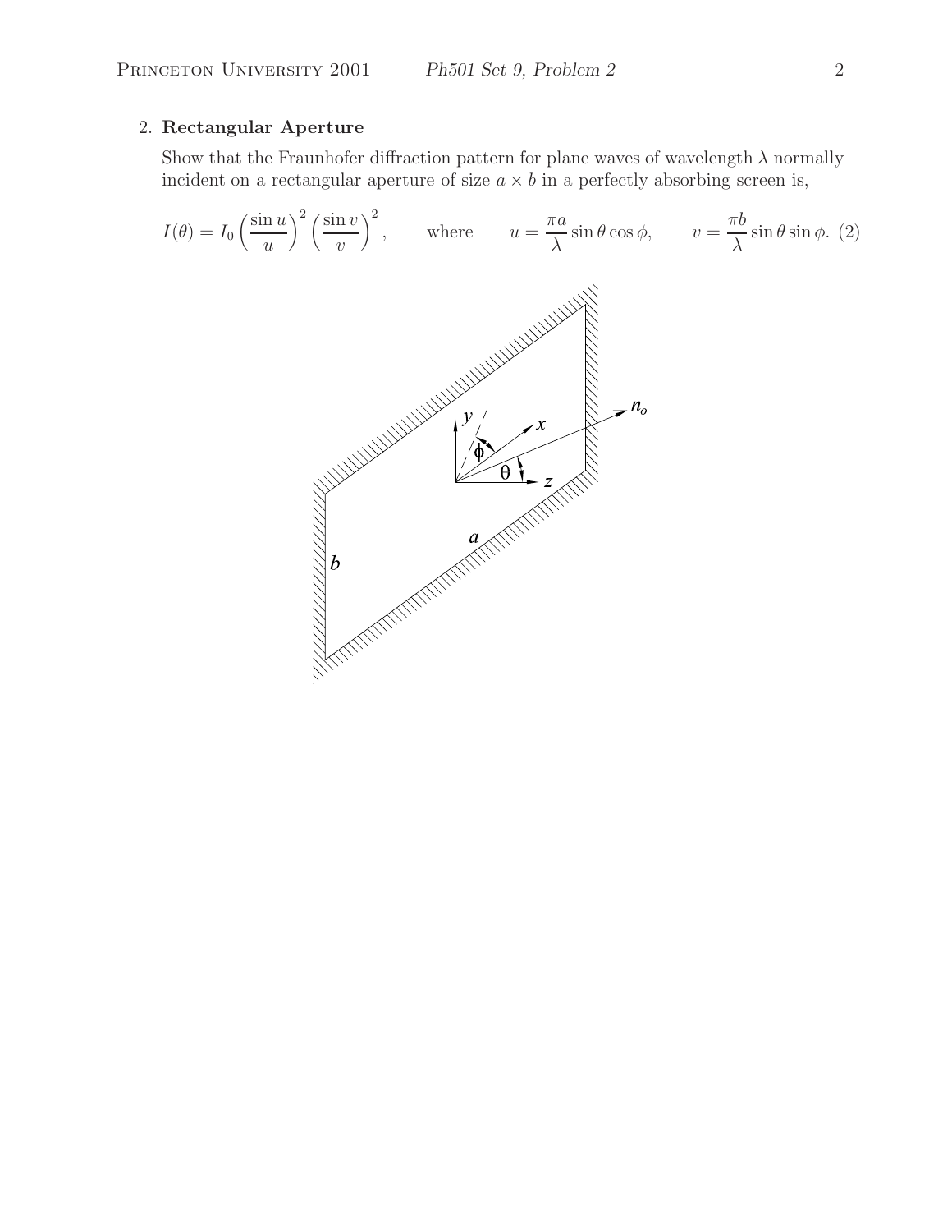2. **Rectangular Aperture**

Show that the Fraunhofer diffraction pattern for plane waves of wavelength $\lambda$ normally incident on a rectangular aperture of size $a \times b$ in a perfectly absorbing screen is,

$$I(\theta) = I_0 \left(\frac{\sin u}{u}\right)^2 \left(\frac{\sin v}{v}\right)^2, \qquad \text{where} \qquad u = \frac{\pi a}{\lambda} \sin\theta \cos\phi, \qquad v = \frac{\pi b}{\lambda} \sin\theta \sin\phi. \quad (2)$$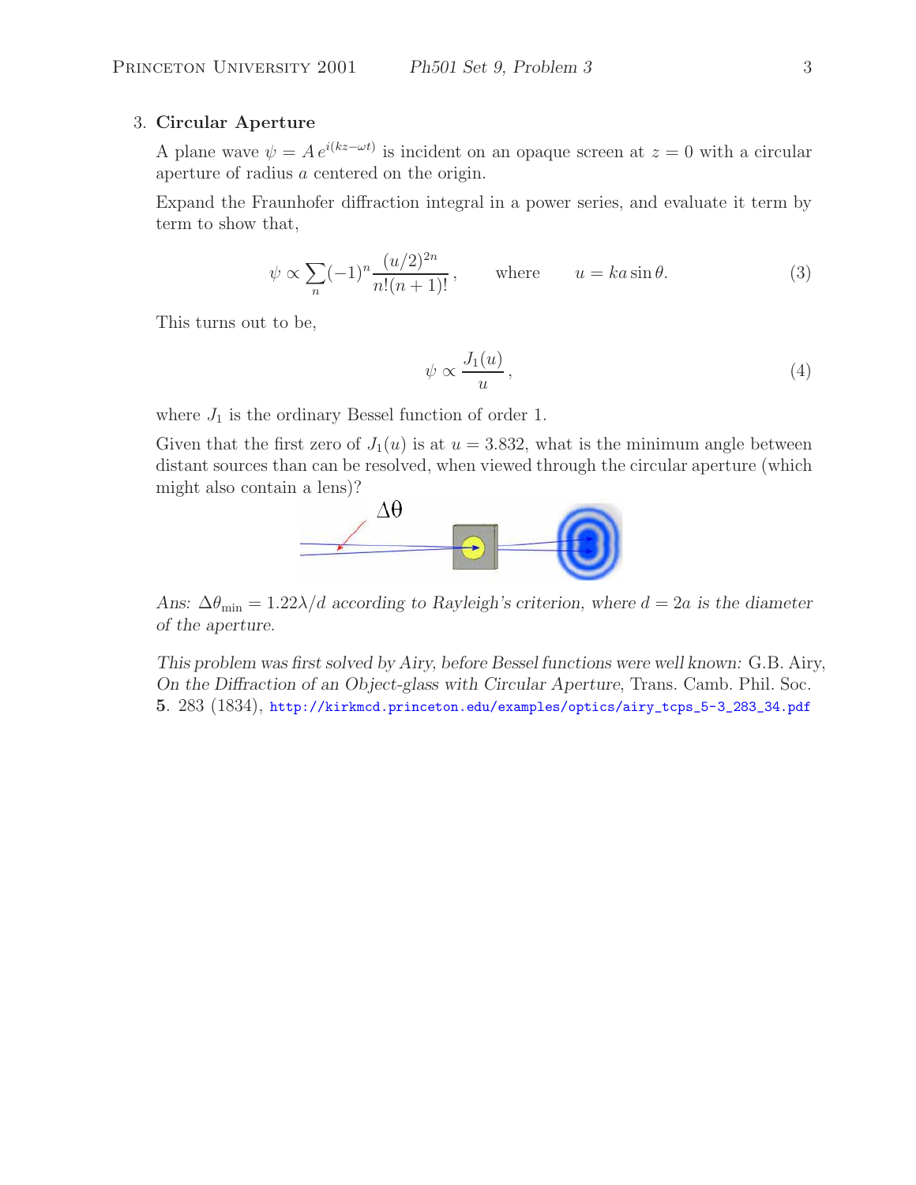3. **Circular Aperture**

A plane wave $\psi = A\, e^{i(kz-\omega t)}$ is incident on an opaque screen at $z = 0$ with a circular aperture of radius $a$ centered on the origin.

Expand the Fraunhofer diffraction integral in a power series, and evaluate it term by term to show that,

$$\psi \propto \sum_n (-1)^n \frac{(u/2)^{2n}}{n!(n+1)!}\,, \qquad \text{where} \qquad u = ka \sin\theta. \tag{3}$$

This turns out to be,

$$\psi \propto \frac{J_1(u)}{u}\,, \tag{4}$$

where $J_1$ is the ordinary Bessel function of order 1.

Given that the first zero of $J_1(u)$ is at $u = 3.832$, what is the minimum angle between distant sources than can be resolved, when viewed through the circular aperture (which might also contain a lens)?

*Ans:* $\Delta\theta_{\min} = 1.22\lambda/d$ *according to Rayleigh's criterion, where* $d = 2a$ *is the diameter of the aperture.*

*This problem was first solved by Airy, before Bessel functions were well known:* G.B. Airy, *On the Diffraction of an Object-glass with Circular Aperture*, Trans. Camb. Phil. Soc. **5**. 283 (1834), http://kirkmcd.princeton.edu/examples/optics/airy_tcps_5-3_283_34.pdf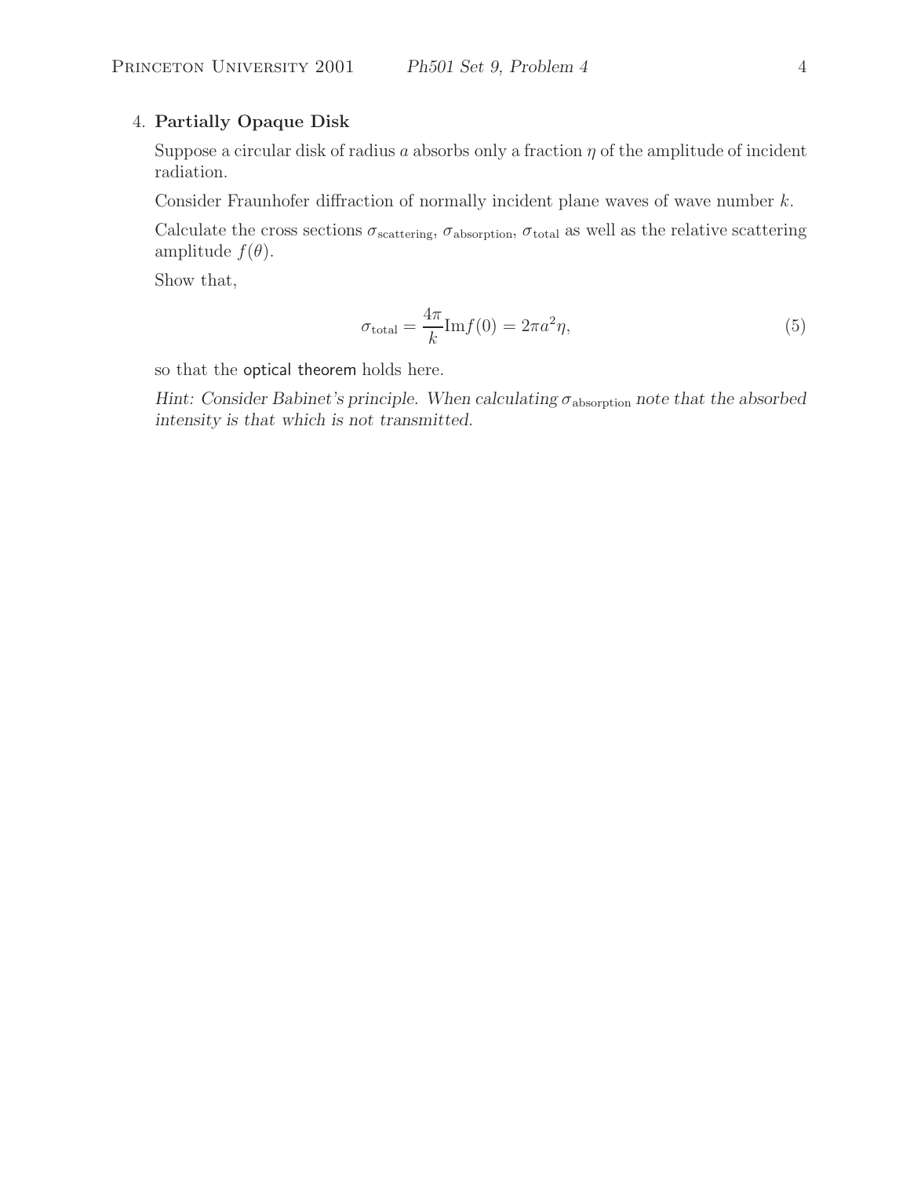4. **Partially Opaque Disk**

Suppose a circular disk of radius $a$ absorbs only a fraction $\eta$ of the amplitude of incident radiation.

Consider Fraunhofer diffraction of normally incident plane waves of wave number $k$.

Calculate the cross sections $\sigma_{\text{scattering}}$, $\sigma_{\text{absorption}}$, $\sigma_{\text{total}}$ as well as the relative scattering amplitude $f(\theta)$.

Show that,

$$\sigma_{\text{total}} = \frac{4\pi}{k} \text{Im} f(0) = 2\pi a^2 \eta, \tag{5}$$

so that the optical theorem holds here.

*Hint: Consider Babinet's principle. When calculating $\sigma_{\text{absorption}}$ note that the absorbed intensity is that which is not transmitted.*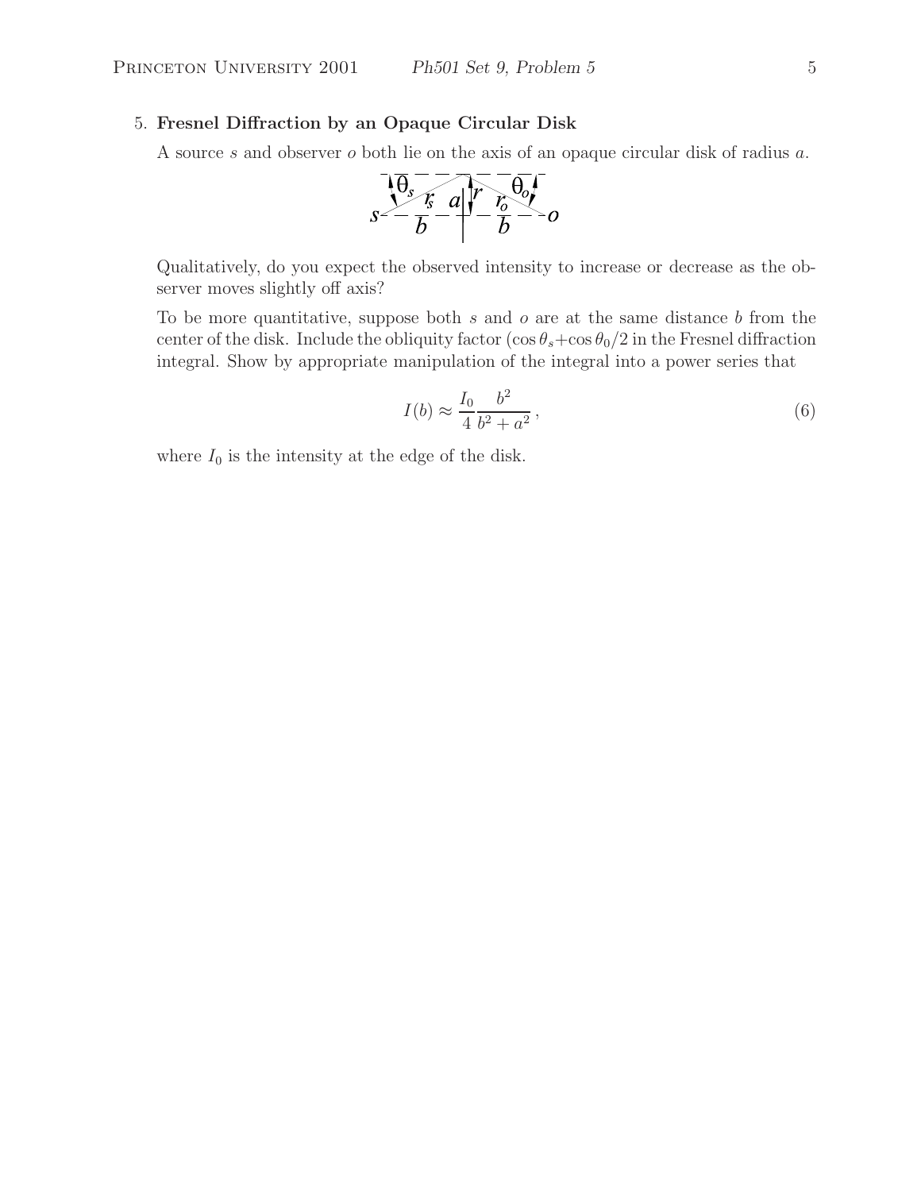5. **Fresnel Diffraction by an Opaque Circular Disk**

A source $s$ and observer $o$ both lie on the axis of an opaque circular disk of radius $a$.

Qualitatively, do you expect the observed intensity to increase or decrease as the observer moves slightly off axis?

To be more quantitative, suppose both $s$ and $o$ are at the same distance $b$ from the center of the disk. Include the obliquity factor $(\cos\theta_s + \cos\theta_0/2$ in the Fresnel diffraction integral. Show by appropriate manipulation of the integral into a power series that

$$I(b) \approx \frac{I_0}{4}\frac{b^2}{b^2 + a^2}, \tag{6}$$

where $I_0$ is the intensity at the edge of the disk.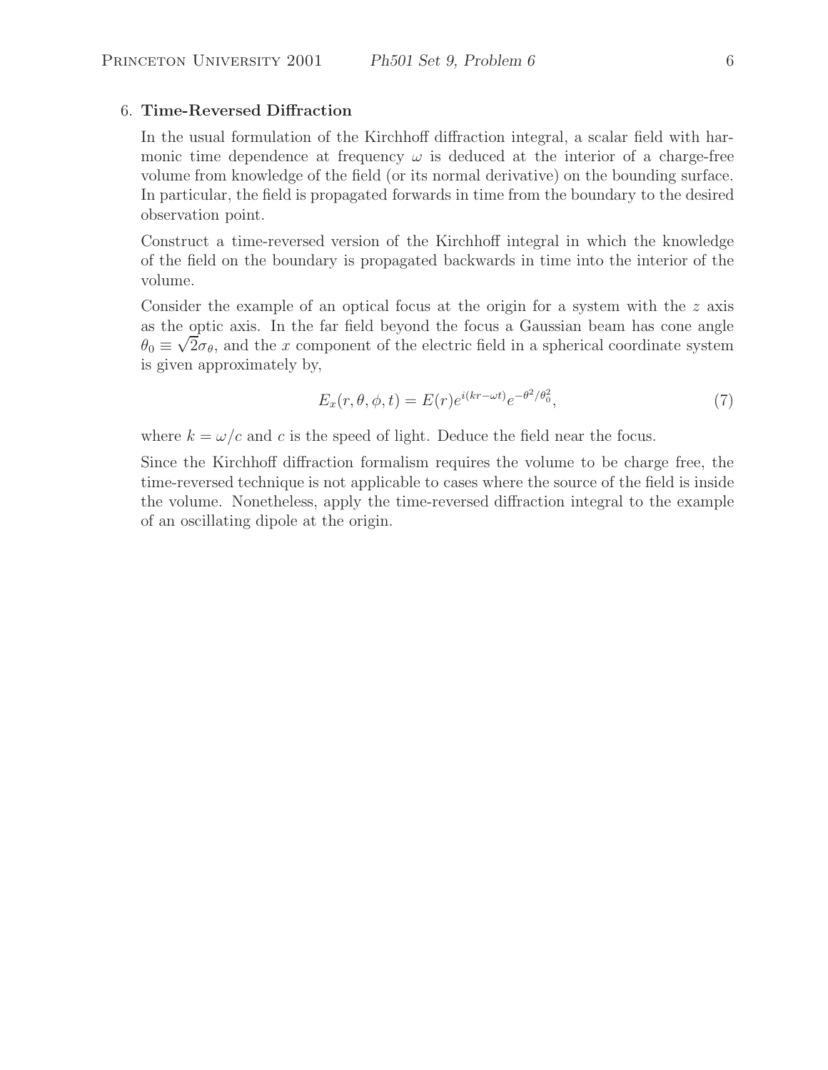6. **Time-Reversed Diffraction**

In the usual formulation of the Kirchhoff diffraction integral, a scalar field with harmonic time dependence at frequency $\omega$ is deduced at the interior of a charge-free volume from knowledge of the field (or its normal derivative) on the bounding surface. In particular, the field is propagated forwards in time from the boundary to the desired observation point.

Construct a time-reversed version of the Kirchhoff integral in which the knowledge of the field on the boundary is propagated backwards in time into the interior of the volume.

Consider the example of an optical focus at the origin for a system with the $z$ axis as the optic axis. In the far field beyond the focus a Gaussian beam has cone angle $\theta_0 \equiv \sqrt{2}\sigma_\theta$, and the $x$ component of the electric field in a spherical coordinate system is given approximately by,

$$E_x(r, \theta, \phi, t) = E(r)e^{i(kr-\omega t)}e^{-\theta^2/\theta_0^2}, \tag{7}$$

where $k = \omega/c$ and $c$ is the speed of light. Deduce the field near the focus.

Since the Kirchhoff diffraction formalism requires the volume to be charge free, the time-reversed technique is not applicable to cases where the source of the field is inside the volume. Nonetheless, apply the time-reversed diffraction integral to the example of an oscillating dipole at the origin.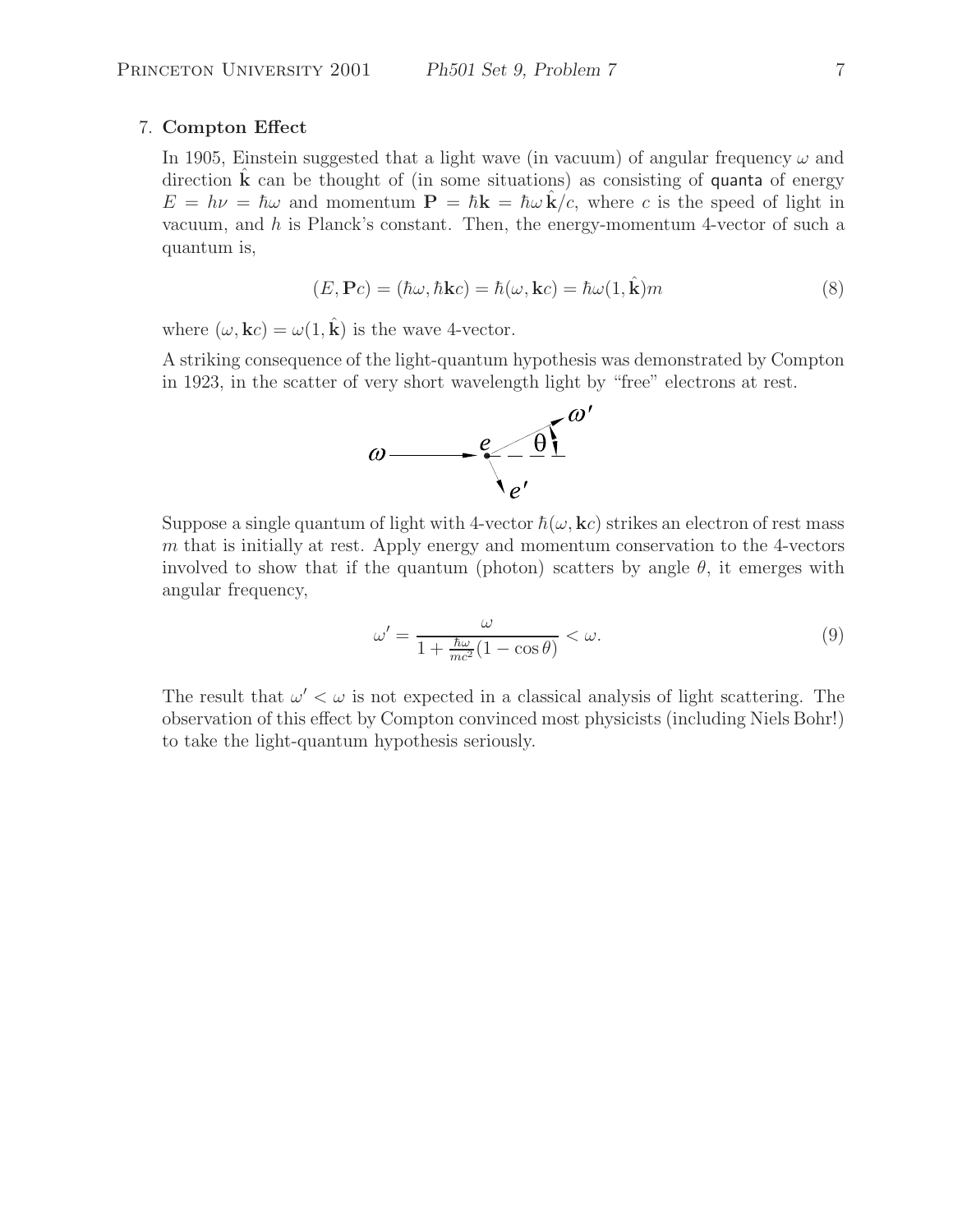7. **Compton Effect**

In 1905, Einstein suggested that a light wave (in vacuum) of angular frequency $\omega$ and direction $\hat{\mathbf{k}}$ can be thought of (in some situations) as consisting of quanta of energy $E = h\nu = \hbar\omega$ and momentum $\mathbf{P} = \hbar\mathbf{k} = \hbar\omega\,\hat{\mathbf{k}}/c$, where $c$ is the speed of light in vacuum, and $h$ is Planck's constant. Then, the energy-momentum 4-vector of such a quantum is,

$$(E, \mathbf{P}c) = (\hbar\omega, \hbar\mathbf{k}c) = \hbar(\omega, \mathbf{k}c) = \hbar\omega(1, \hat{\mathbf{k}})m \tag{8}$$

where $(\omega, \mathbf{k}c) = \omega(1, \hat{\mathbf{k}})$ is the wave 4-vector.

A striking consequence of the light-quantum hypothesis was demonstrated by Compton in 1923, in the scatter of very short wavelength light by "free" electrons at rest.

Suppose a single quantum of light with 4-vector $\hbar(\omega, \mathbf{k}c)$ strikes an electron of rest mass $m$ that is initially at rest. Apply energy and momentum conservation to the 4-vectors involved to show that if the quantum (photon) scatters by angle $\theta$, it emerges with angular frequency,

$$\omega' = \frac{\omega}{1 + \frac{\hbar\omega}{mc^2}(1 - \cos\theta)} < \omega. \tag{9}$$

The result that $\omega' < \omega$ is not expected in a classical analysis of light scattering. The observation of this effect by Compton convinced most physicists (including Niels Bohr!) to take the light-quantum hypothesis seriously.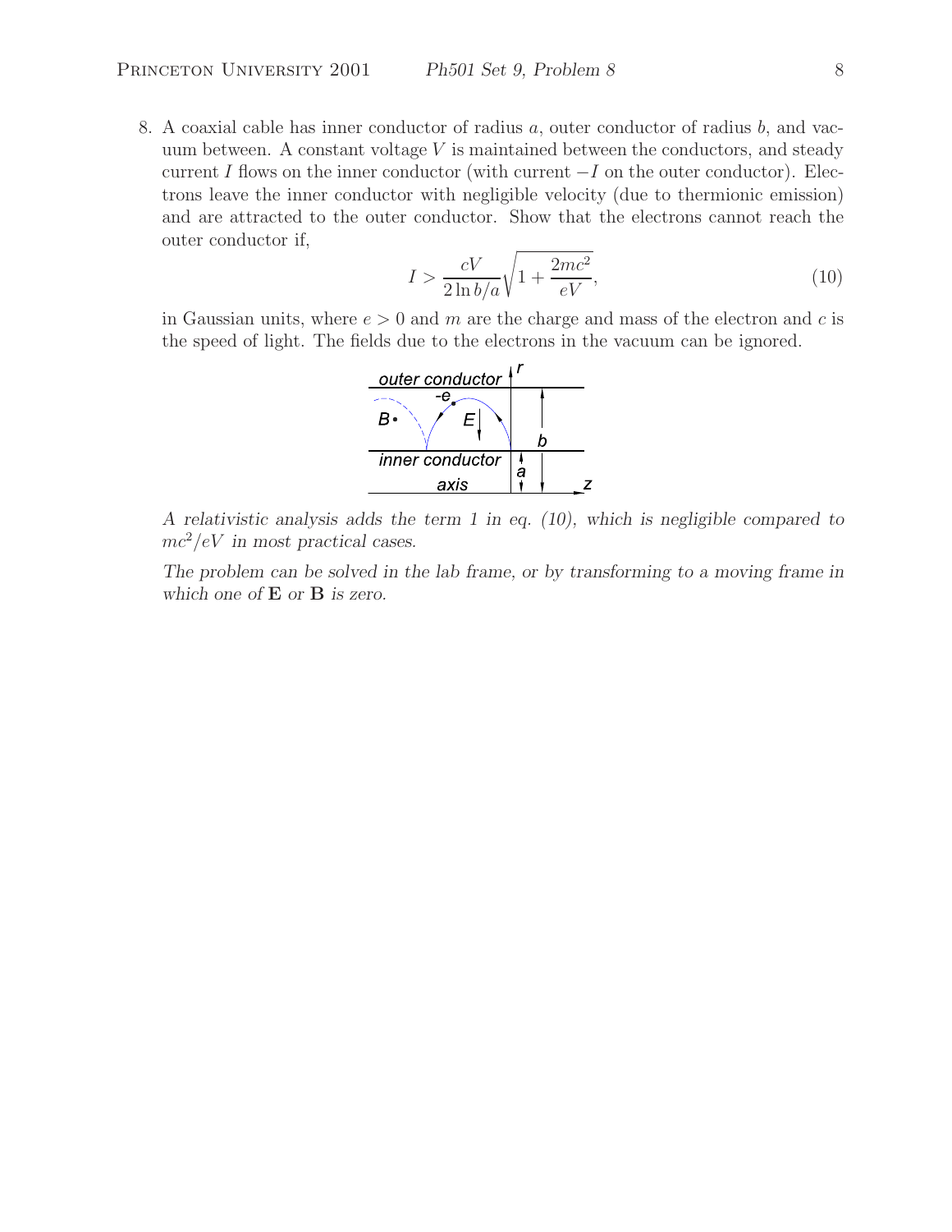8. A coaxial cable has inner conductor of radius $a$, outer conductor of radius $b$, and vacuum between. A constant voltage $V$ is maintained between the conductors, and steady current $I$ flows on the inner conductor (with current $-I$ on the outer conductor). Electrons leave the inner conductor with negligible velocity (due to thermionic emission) and are attracted to the outer conductor. Show that the electrons cannot reach the outer conductor if,

$$I > \frac{cV}{2\ln b/a}\sqrt{1 + \frac{2mc^2}{eV}}, \tag{10}$$

in Gaussian units, where $e > 0$ and $m$ are the charge and mass of the electron and $c$ is the speed of light. The fields due to the electrons in the vacuum can be ignored.

*A relativistic analysis adds the term 1 in eq. (10), which is negligible compared to $mc^2/eV$ in most practical cases.*

*The problem can be solved in the lab frame, or by transforming to a moving frame in which one of* $\mathbf{E}$ *or* $\mathbf{B}$ *is zero.*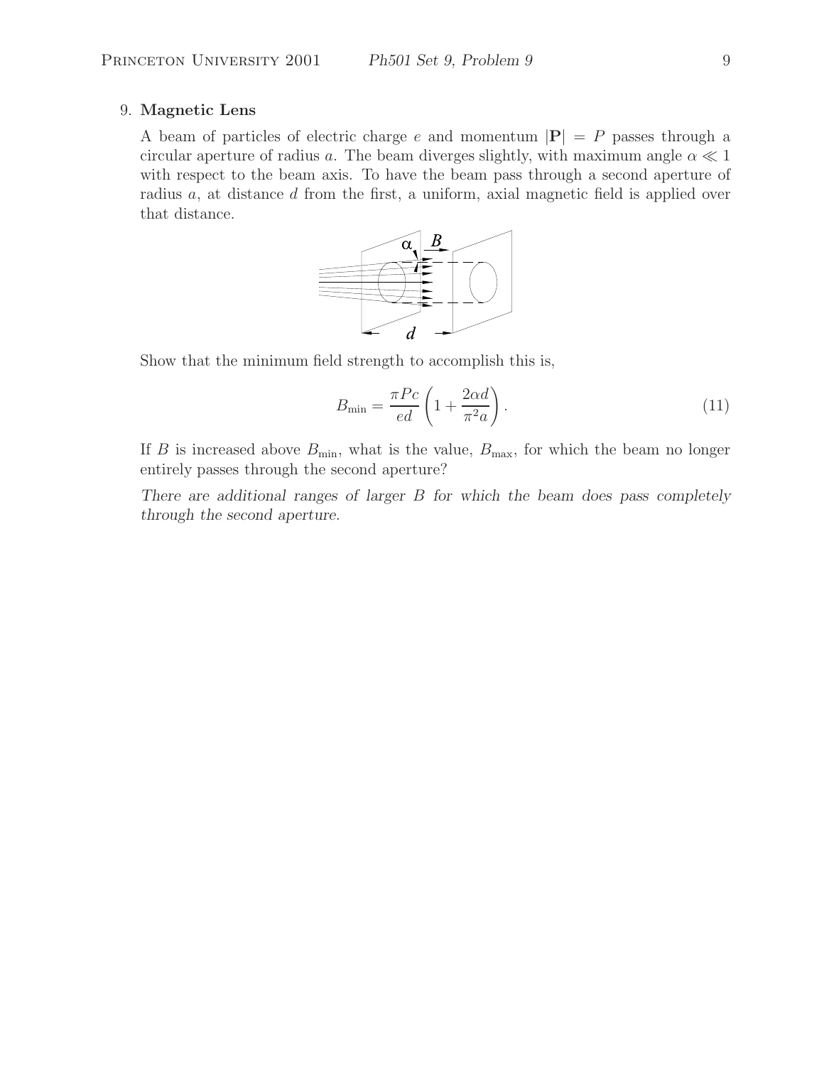9. **Magnetic Lens**

A beam of particles of electric charge $e$ and momentum $|\mathbf{P}| = P$ passes through a circular aperture of radius $a$. The beam diverges slightly, with maximum angle $\alpha \ll 1$ with respect to the beam axis. To have the beam pass through a second aperture of radius $a$, at distance $d$ from the first, a uniform, axial magnetic field is applied over that distance.

Show that the minimum field strength to accomplish this is,

$$B_{\min} = \frac{\pi P c}{e d} \left( 1 + \frac{2 \alpha d}{\pi^2 a} \right). \tag{11}$$

If $B$ is increased above $B_{\min}$, what is the value, $B_{\max}$, for which the beam no longer entirely passes through the second aperture?

*There are additional ranges of larger $B$ for which the beam does pass completely through the second aperture.*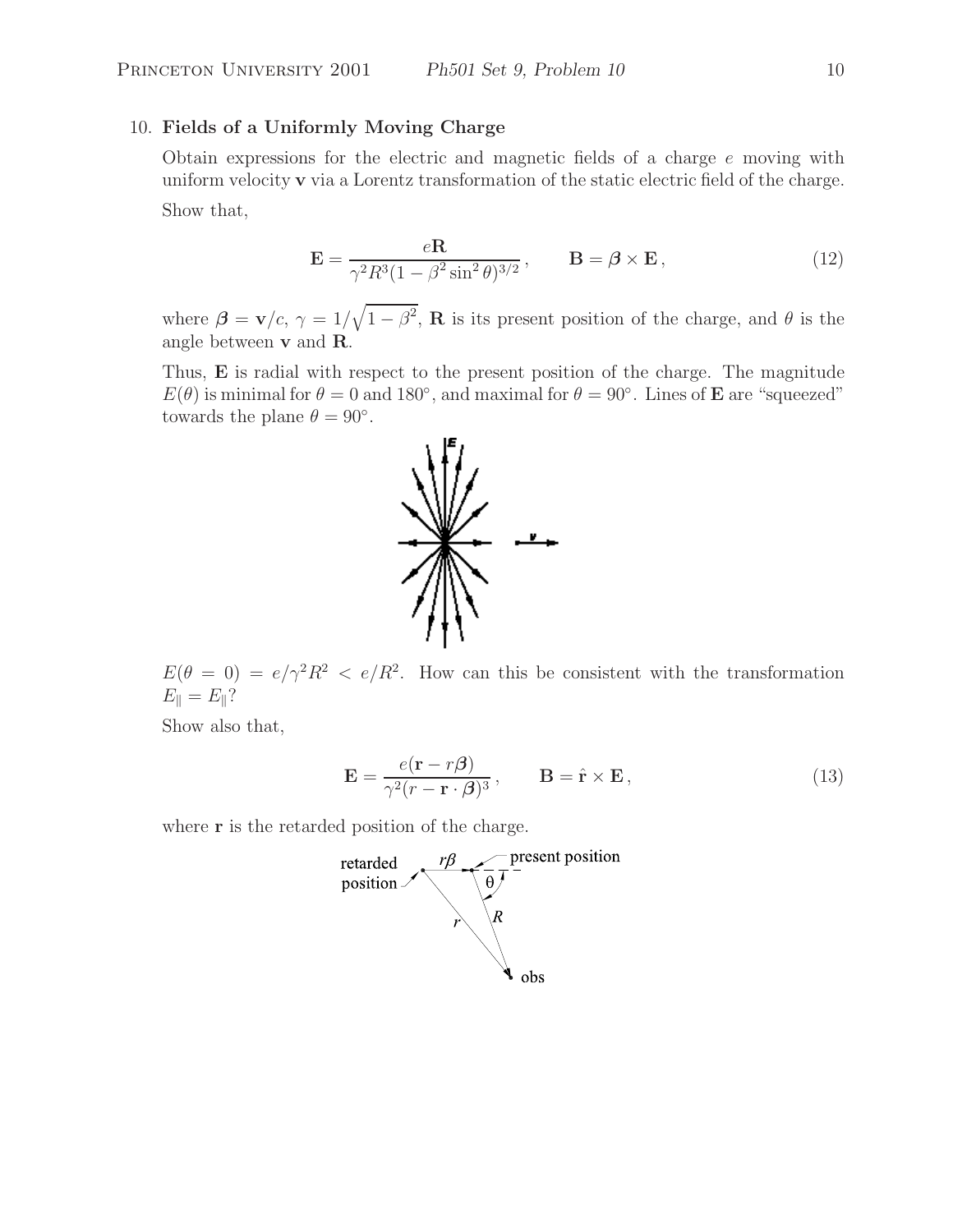10. **Fields of a Uniformly Moving Charge**

Obtain expressions for the electric and magnetic fields of a charge $e$ moving with uniform velocity $\mathbf{v}$ via a Lorentz transformation of the static electric field of the charge.

Show that,

$$\mathbf{E} = \frac{e\mathbf{R}}{\gamma^2 R^3 (1 - \beta^2 \sin^2 \theta)^{3/2}}, \qquad \mathbf{B} = \boldsymbol{\beta} \times \mathbf{E}, \tag{12}$$

where $\boldsymbol{\beta} = \mathbf{v}/c$, $\gamma = 1/\sqrt{1-\beta^2}$, $\mathbf{R}$ is its present position of the charge, and $\theta$ is the angle between $\mathbf{v}$ and $\mathbf{R}$.

Thus, $\mathbf{E}$ is radial with respect to the present position of the charge. The magnitude $E(\theta)$ is minimal for $\theta = 0$ and $180^\circ$, and maximal for $\theta = 90^\circ$. Lines of $\mathbf{E}$ are "squeezed" towards the plane $\theta = 90^\circ$.

$E(\theta = 0) = e/\gamma^2 R^2 < e/R^2$. How can this be consistent with the transformation $E_\parallel = E_\parallel$?

Show also that,

$$\mathbf{E} = \frac{e(\mathbf{r} - r\boldsymbol{\beta})}{\gamma^2 (r - \mathbf{r} \cdot \boldsymbol{\beta})^3}, \qquad \mathbf{B} = \hat{\mathbf{r}} \times \mathbf{E}, \tag{13}$$

where $\mathbf{r}$ is the retarded position of the charge.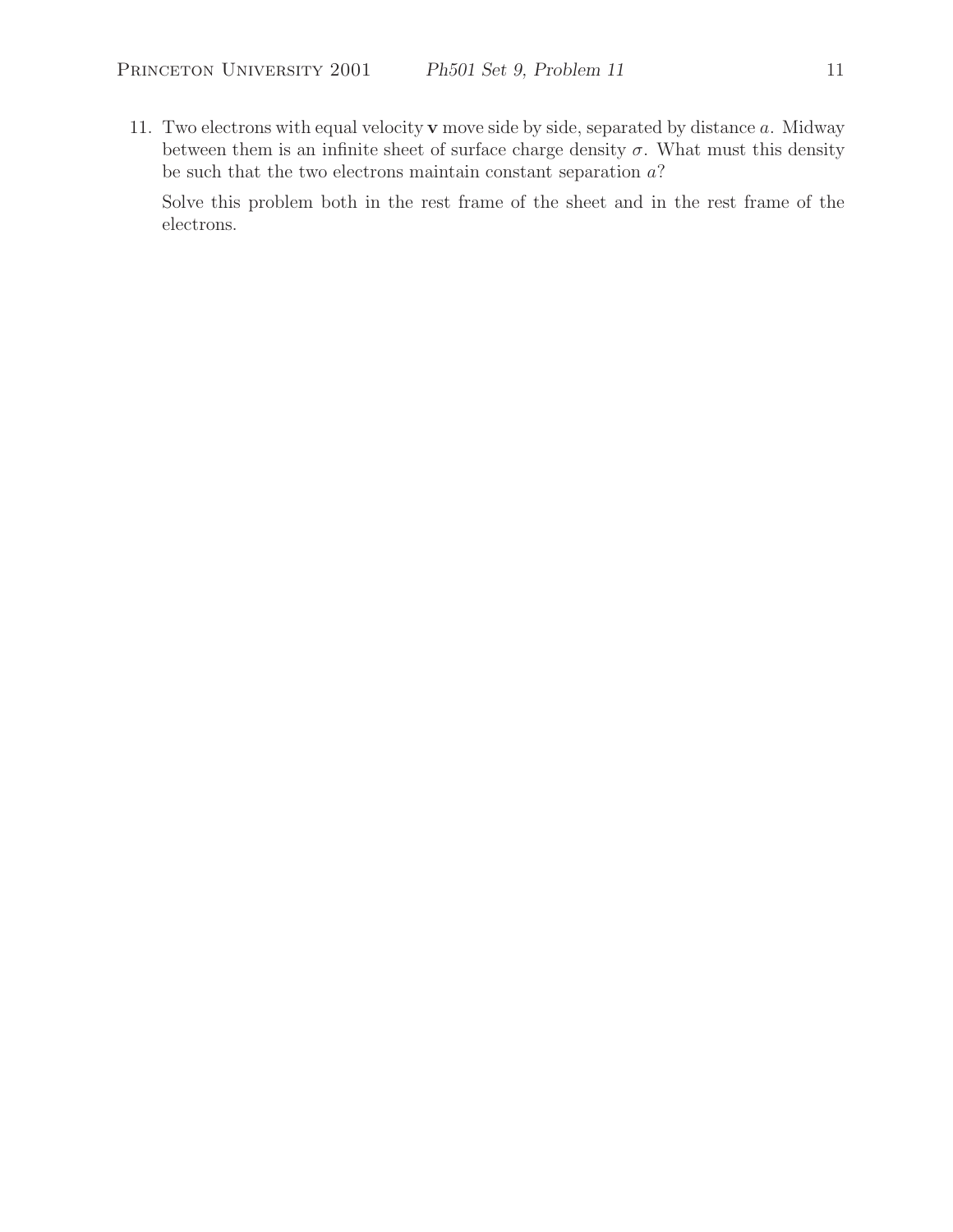11. Two electrons with equal velocity $\mathbf{v}$ move side by side, separated by distance $a$. Midway between them is an infinite sheet of surface charge density $\sigma$. What must this density be such that the two electrons maintain constant separation $a$?

    Solve this problem both in the rest frame of the sheet and in the rest frame of the electrons.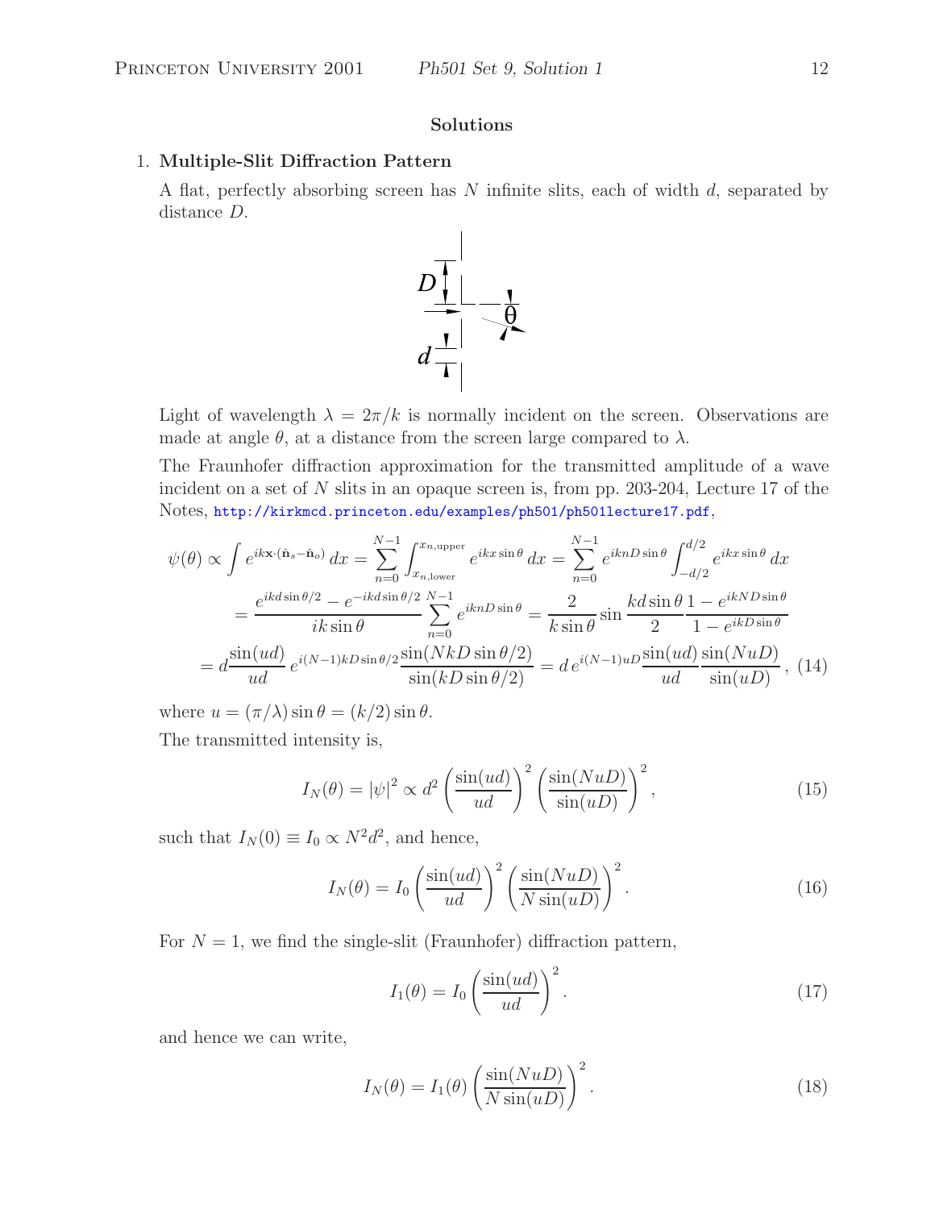## Solutions

1. **Multiple-Slit Diffraction Pattern**

A flat, perfectly absorbing screen has $N$ infinite slits, each of width $d$, separated by distance $D$.

Light of wavelength $\lambda = 2\pi/k$ is normally incident on the screen. Observations are made at angle $\theta$, at a distance from the screen large compared to $\lambda$.

The Fraunhofer diffraction approximation for the transmitted amplitude of a wave incident on a set of $N$ slits in an opaque screen is, from pp. 203-204, Lecture 17 of the Notes, http://kirkmcd.princeton.edu/examples/ph501/ph501lecture17.pdf,

$$\begin{aligned}
\psi(\theta) &\propto \int e^{ik\mathbf{x}\cdot(\hat{\mathbf{n}}_s - \hat{\mathbf{n}}_o)}\, dx = \sum_{n=0}^{N-1} \int_{x_{n,\text{lower}}}^{x_{n,\text{upper}}} e^{ikx\sin\theta}\, dx = \sum_{n=0}^{N-1} e^{iknD\sin\theta} \int_{-d/2}^{d/2} e^{ikx\sin\theta}\, dx \\
&= \frac{e^{ikd\sin\theta/2} - e^{-ikd\sin\theta/2}}{ik\sin\theta} \sum_{n=0}^{N-1} e^{iknD\sin\theta} = \frac{2}{k\sin\theta} \sin\frac{kd\sin\theta}{2} \frac{1 - e^{ikND\sin\theta}}{1 - e^{ikD\sin\theta}} \\
&= d\frac{\sin(ud)}{ud}\, e^{i(N-1)kD\sin\theta/2} \frac{\sin(NkD\sin\theta/2)}{\sin(kD\sin\theta/2)} = d\, e^{i(N-1)uD} \frac{\sin(ud)}{ud} \frac{\sin(NuD)}{\sin(uD)}, \qquad (14)
\end{aligned}$$

where $u = (\pi/\lambda)\sin\theta = (k/2)\sin\theta$.

The transmitted intensity is,

$$I_N(\theta) = |\psi|^2 \propto d^2 \left(\frac{\sin(ud)}{ud}\right)^2 \left(\frac{\sin(NuD)}{\sin(uD)}\right)^2, \qquad (15)$$

such that $I_N(0) \equiv I_0 \propto N^2 d^2$, and hence,

$$I_N(\theta) = I_0 \left(\frac{\sin(ud)}{ud}\right)^2 \left(\frac{\sin(NuD)}{N\sin(uD)}\right)^2. \qquad (16)$$

For $N = 1$, we find the single-slit (Fraunhofer) diffraction pattern,

$$I_1(\theta) = I_0 \left(\frac{\sin(ud)}{ud}\right)^2. \qquad (17)$$

and hence we can write,

$$I_N(\theta) = I_1(\theta) \left(\frac{\sin(NuD)}{N\sin(uD)}\right)^2. \qquad (18)$$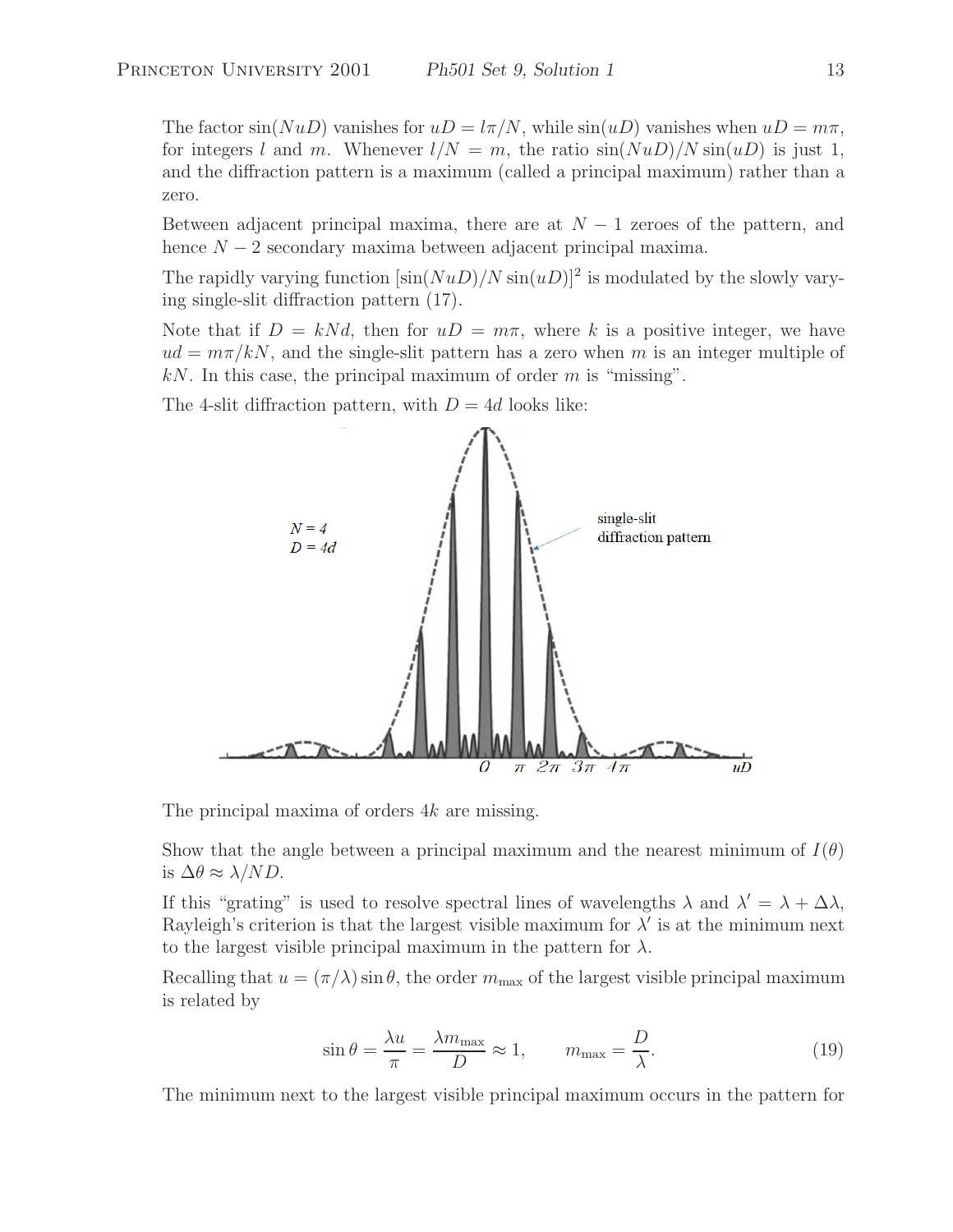The factor $\sin(NuD)$ vanishes for $uD = l\pi/N$, while $\sin(uD)$ vanishes when $uD = m\pi$, for integers $l$ and $m$. Whenever $l/N = m$, the ratio $\sin(NuD)/N\sin(uD)$ is just 1, and the diffraction pattern is a maximum (called a principal maximum) rather than a zero.

Between adjacent principal maxima, there are at $N - 1$ zeroes of the pattern, and hence $N - 2$ secondary maxima between adjacent principal maxima.

The rapidly varying function $[\sin(NuD)/N\sin(uD)]^2$ is modulated by the slowly varying single-slit diffraction pattern (17).

Note that if $D = kNd$, then for $uD = m\pi$, where $k$ is a positive integer, we have $ud = m\pi/kN$, and the single-slit pattern has a zero when $m$ is an integer multiple of $kN$. In this case, the principal maximum of order $m$ is "missing".

The 4-slit diffraction pattern, with $D = 4d$ looks like:

The principal maxima of orders $4k$ are missing.

Show that the angle between a principal maximum and the nearest minimum of $I(\theta)$ is $\Delta\theta \approx \lambda/ND$.

If this "grating" is used to resolve spectral lines of wavelengths $\lambda$ and $\lambda' = \lambda + \Delta\lambda$, Rayleigh's criterion is that the largest visible maximum for $\lambda'$ is at the minimum next to the largest visible principal maximum in the pattern for $\lambda$.

Recalling that $u = (\pi/\lambda)\sin\theta$, the order $m_{\max}$ of the largest visible principal maximum is related by

$$\sin\theta = \frac{\lambda u}{\pi} = \frac{\lambda m_{\max}}{D} \approx 1, \qquad m_{\max} = \frac{D}{\lambda}. \tag{19}$$

The minimum next to the largest visible principal maximum occurs in the pattern for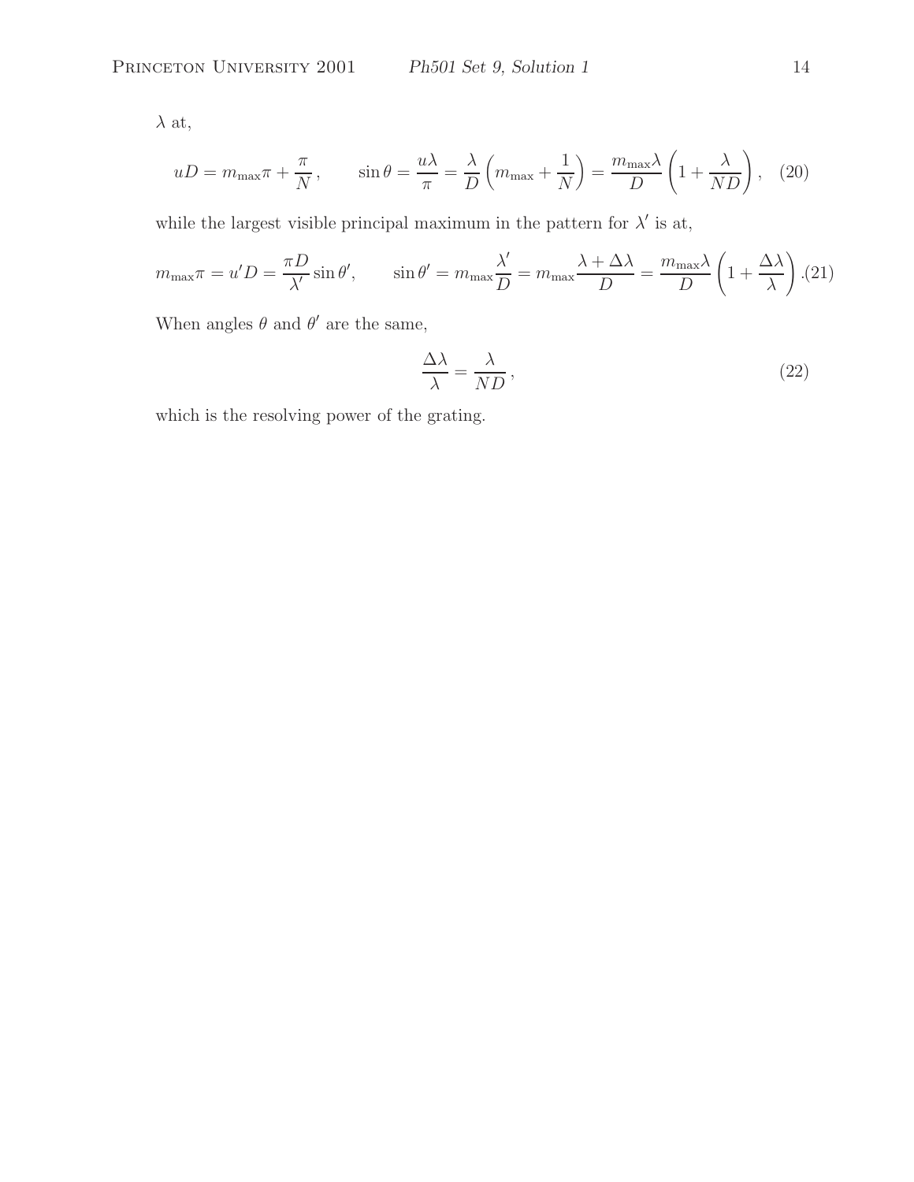$\lambda$ at,

$$uD = m_{\max}\pi + \frac{\pi}{N}\,, \qquad \sin\theta = \frac{u\lambda}{\pi} = \frac{\lambda}{D}\left(m_{\max} + \frac{1}{N}\right) = \frac{m_{\max}\lambda}{D}\left(1 + \frac{\lambda}{ND}\right), \quad (20)$$

while the largest visible principal maximum in the pattern for $\lambda'$ is at,

$$m_{\max}\pi = u'D = \frac{\pi D}{\lambda'}\sin\theta', \qquad \sin\theta' = m_{\max}\frac{\lambda'}{D} = m_{\max}\frac{\lambda + \Delta\lambda}{D} = \frac{m_{\max}\lambda}{D}\left(1 + \frac{\Delta\lambda}{\lambda}\right). \quad (21)$$

When angles $\theta$ and $\theta'$ are the same,

$$\frac{\Delta\lambda}{\lambda} = \frac{\lambda}{ND}\,, \quad (22)$$

which is the resolving power of the grating.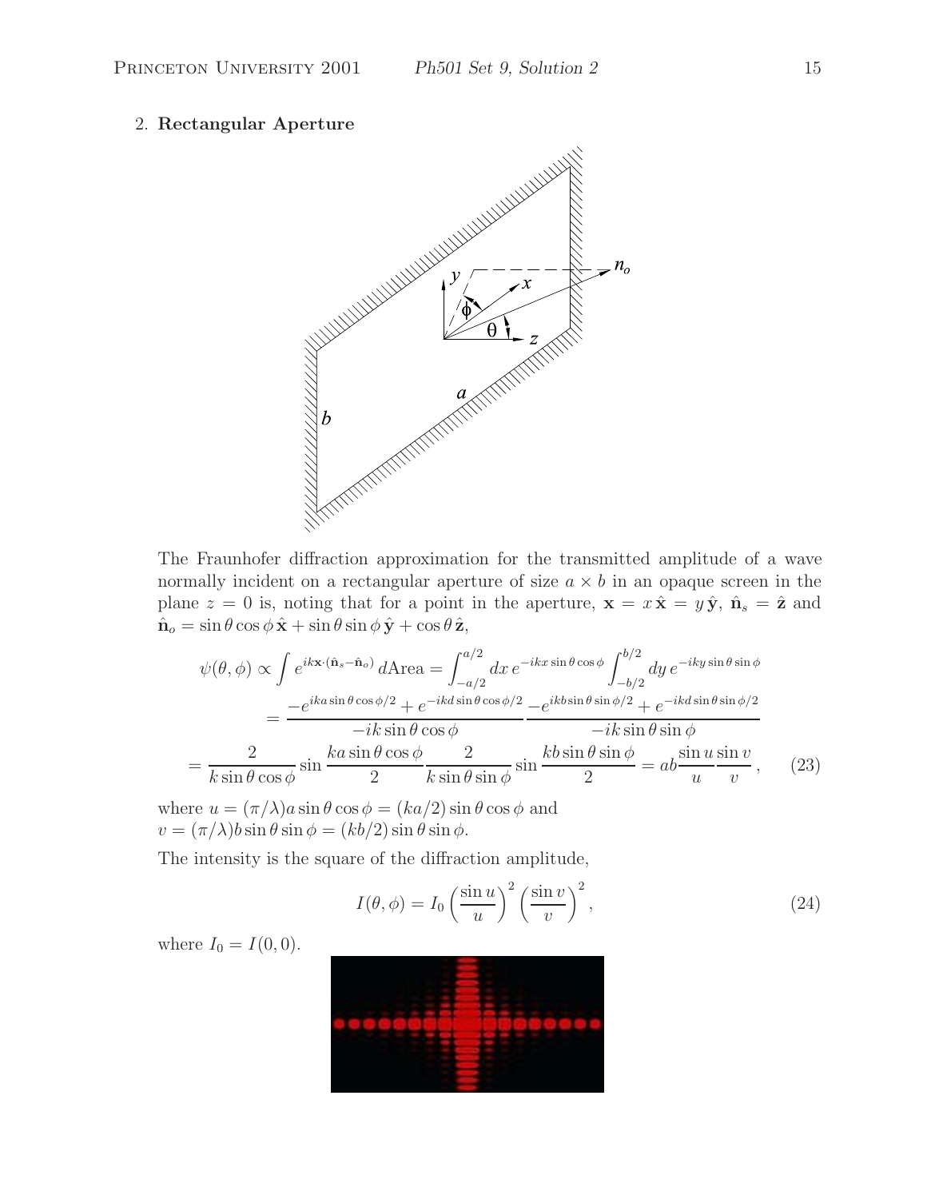2. **Rectangular Aperture**

The Fraunhofer diffraction approximation for the transmitted amplitude of a wave normally incident on a rectangular aperture of size $a \times b$ in an opaque screen in the plane $z = 0$ is, noting that for a point in the aperture, $\mathbf{x} = x\,\hat{\mathbf{x}} = y\,\hat{\mathbf{y}}$, $\hat{\mathbf{n}}_s = \hat{\mathbf{z}}$ and $\hat{\mathbf{n}}_o = \sin\theta\cos\phi\,\hat{\mathbf{x}} + \sin\theta\sin\phi\,\hat{\mathbf{y}} + \cos\theta\,\hat{\mathbf{z}}$,

$$
\begin{aligned}
\psi(\theta,\phi) &\propto \int e^{ik\mathbf{x}\cdot(\hat{\mathbf{n}}_s - \hat{\mathbf{n}}_o)}\, d\text{Area} = \int_{-a/2}^{a/2} dx\, e^{-ikx\sin\theta\cos\phi} \int_{-b/2}^{b/2} dy\, e^{-iky\sin\theta\sin\phi} \\
&= \frac{-e^{ika\sin\theta\cos\phi/2} + e^{-ikd\sin\theta\cos\phi/2}}{-ik\sin\theta\cos\phi} \frac{-e^{ikb\sin\theta\sin\phi/2} + e^{-ikd\sin\theta\sin\phi/2}}{-ik\sin\theta\sin\phi} \\
&= \frac{2}{k\sin\theta\cos\phi}\sin\frac{ka\sin\theta\cos\phi}{2}\frac{2}{k\sin\theta\sin\phi}\sin\frac{kb\sin\theta\sin\phi}{2} = ab\frac{\sin u}{u}\frac{\sin v}{v}\,, \qquad (23)
\end{aligned}
$$

where $u = (\pi/\lambda)a\sin\theta\cos\phi = (ka/2)\sin\theta\cos\phi$ and
$v = (\pi/\lambda)b\sin\theta\sin\phi = (kb/2)\sin\theta\sin\phi$.

The intensity is the square of the diffraction amplitude,

$$
I(\theta,\phi) = I_0\left(\frac{\sin u}{u}\right)^2\left(\frac{\sin v}{v}\right)^2, \qquad (24)
$$

where $I_0 = I(0,0)$.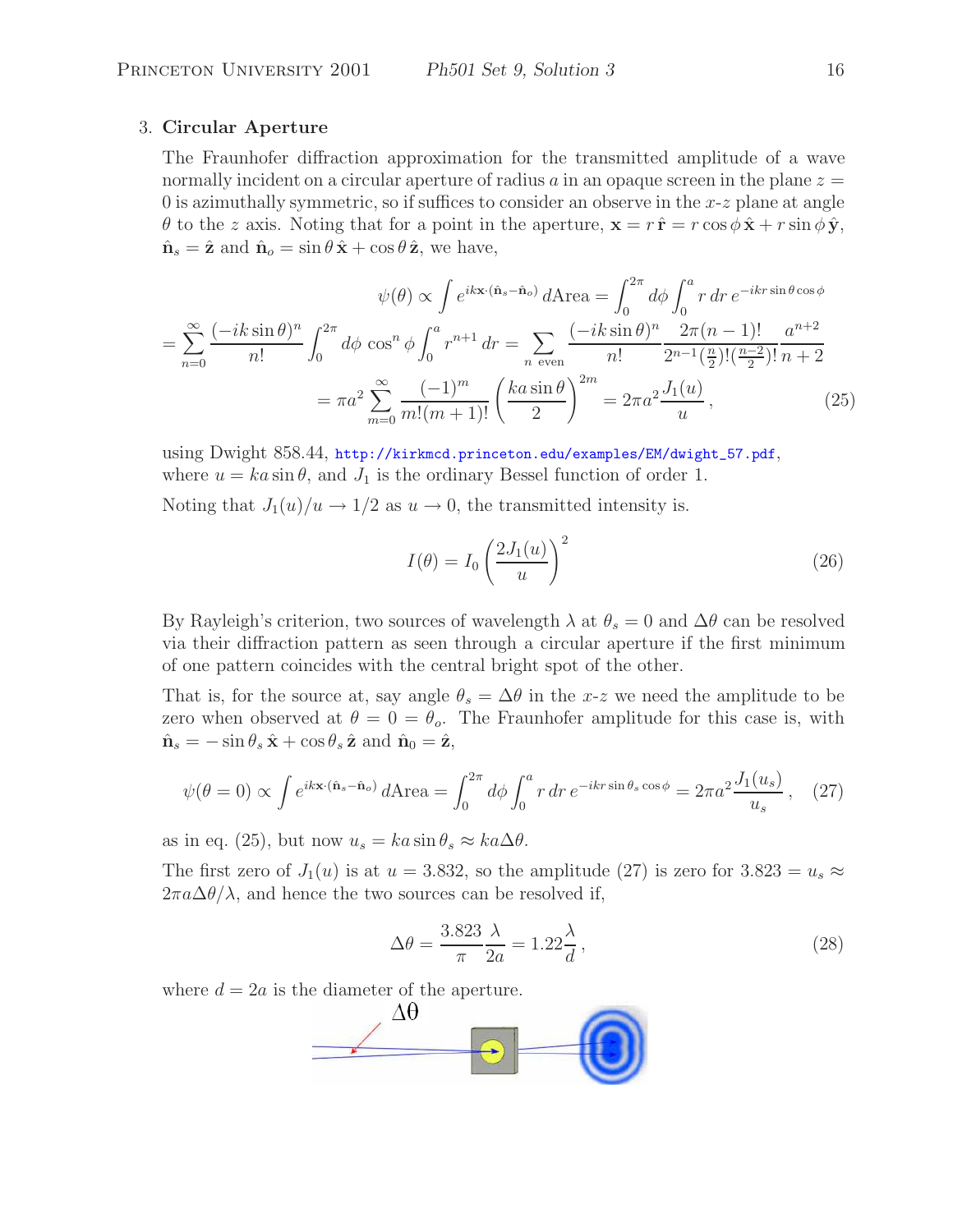3. **Circular Aperture**

The Fraunhofer diffraction approximation for the transmitted amplitude of a wave normally incident on a circular aperture of radius $a$ in an opaque screen in the plane $z = 0$ is azimuthally symmetric, so if suffices to consider an observe in the $x$-$z$ plane at angle $\theta$ to the $z$ axis. Noting that for a point in the aperture, $\mathbf{x} = r\,\hat{\mathbf{r}} = r\cos\phi\,\hat{\mathbf{x}} + r\sin\phi\,\hat{\mathbf{y}}$, $\hat{\mathbf{n}}_s = \hat{\mathbf{z}}$ and $\hat{\mathbf{n}}_o = \sin\theta\,\hat{\mathbf{x}} + \cos\theta\,\hat{\mathbf{z}}$, we have,

$$\psi(\theta) \propto \int e^{ik\mathbf{x}\cdot(\hat{\mathbf{n}}_s - \hat{\mathbf{n}}_o)}\,d\text{Area} = \int_0^{2\pi} d\phi \int_0^a r\,dr\,e^{-ikr\sin\theta\cos\phi}$$

$$= \sum_{n=0}^{\infty} \frac{(-ik\sin\theta)^n}{n!} \int_0^{2\pi} d\phi\,\cos^n\phi \int_0^a r^{n+1}\,dr = \sum_{n \text{ even}} \frac{(-ik\sin\theta)^n}{n!} \frac{2\pi(n-1)!}{2^{n-1}(\frac{n}{2})!(\frac{n-2}{2})!} \frac{a^{n+2}}{n+2}$$

$$= \pi a^2 \sum_{m=0}^{\infty} \frac{(-1)^m}{m!(m+1)!} \left(\frac{ka\sin\theta}{2}\right)^{2m} = 2\pi a^2 \frac{J_1(u)}{u}\,, \tag{25}$$

using Dwight 858.44, http://kirkmcd.princeton.edu/examples/EM/dwight_57.pdf, where $u = ka\sin\theta$, and $J_1$ is the ordinary Bessel function of order 1.

Noting that $J_1(u)/u \to 1/2$ as $u \to 0$, the transmitted intensity is.

$$I(\theta) = I_0 \left(\frac{2J_1(u)}{u}\right)^2 \tag{26}$$

By Rayleigh's criterion, two sources of wavelength $\lambda$ at $\theta_s = 0$ and $\Delta\theta$ can be resolved via their diffraction pattern as seen through a circular aperture if the first minimum of one pattern coincides with the central bright spot of the other.

That is, for the source at, say angle $\theta_s = \Delta\theta$ in the $x$-$z$ we need the amplitude to be zero when observed at $\theta = 0 = \theta_o$. The Fraunhofer amplitude for this case is, with $\hat{\mathbf{n}}_s = -\sin\theta_s\,\hat{\mathbf{x}} + \cos\theta_s\,\hat{\mathbf{z}}$ and $\hat{\mathbf{n}}_0 = \hat{\mathbf{z}}$,

$$\psi(\theta = 0) \propto \int e^{ik\mathbf{x}\cdot(\hat{\mathbf{n}}_s - \hat{\mathbf{n}}_o)}\,d\text{Area} = \int_0^{2\pi} d\phi \int_0^a r\,dr\,e^{-ikr\sin\theta_s\cos\phi} = 2\pi a^2 \frac{J_1(u_s)}{u_s}\,, \tag{27}$$

as in eq. (25), but now $u_s = ka\sin\theta_s \approx ka\Delta\theta$.

The first zero of $J_1(u)$ is at $u = 3.832$, so the amplitude (27) is zero for $3.823 = u_s \approx 2\pi a\Delta\theta/\lambda$, and hence the two sources can be resolved if,

$$\Delta\theta = \frac{3.823}{\pi} \frac{\lambda}{2a} = 1.22\frac{\lambda}{d}\,, \tag{28}$$

where $d = 2a$ is the diameter of the aperture.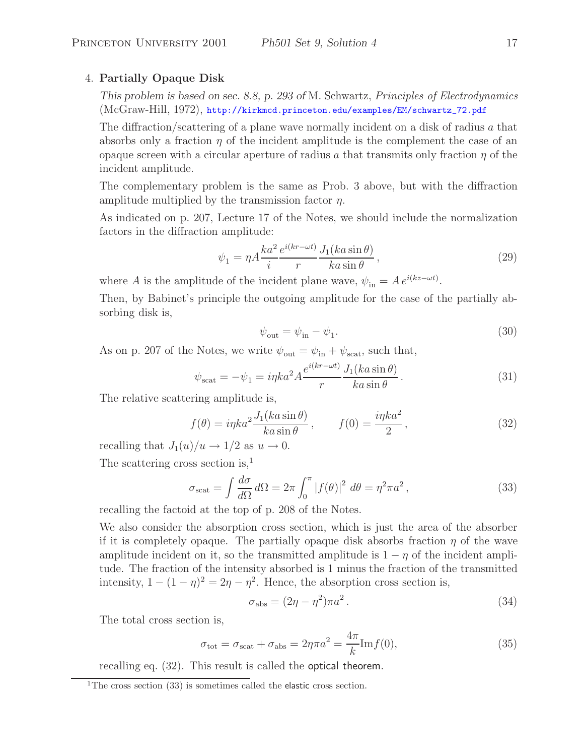4. **Partially Opaque Disk**

   *This problem is based on sec. 8.8, p. 293 of* M. Schwartz, *Principles of Electrodynamics* (McGraw-Hill, 1972), http://kirkmcd.princeton.edu/examples/EM/schwartz_72.pdf

   The diffraction/scattering of a plane wave normally incident on a disk of radius $a$ that absorbs only a fraction $\eta$ of the incident amplitude is the complement the case of an opaque screen with a circular aperture of radius $a$ that transmits only fraction $\eta$ of the incident amplitude.

   The complementary problem is the same as Prob. 3 above, but with the diffraction amplitude multiplied by the transmission factor $\eta$.

   As indicated on p. 207, Lecture 17 of the Notes, we should include the normalization factors in the diffraction amplitude:

$$\psi_1 = \eta A \frac{ka^2}{i} \frac{e^{i(kr-\omega t)}}{r} \frac{J_1(ka\sin\theta)}{ka\sin\theta}, \tag{29}$$

   where $A$ is the amplitude of the incident plane wave, $\psi_{\rm in} = A\, e^{i(kz-\omega t)}$.

   Then, by Babinet's principle the outgoing amplitude for the case of the partially absorbing disk is,

$$\psi_{\rm out} = \psi_{\rm in} - \psi_1. \tag{30}$$

   As on p. 207 of the Notes, we write $\psi_{\rm out} = \psi_{\rm in} + \psi_{\rm scat}$, such that,

$$\psi_{\rm scat} = -\psi_1 = i\eta k a^2 A \frac{e^{i(kr-\omega t)}}{r} \frac{J_1(ka\sin\theta)}{ka\sin\theta}. \tag{31}$$

   The relative scattering amplitude is,

$$f(\theta) = i\eta k a^2 \frac{J_1(ka\sin\theta)}{ka\sin\theta}, \qquad f(0) = \frac{i\eta k a^2}{2}, \tag{32}$$

   recalling that $J_1(u)/u \to 1/2$ as $u \to 0$.

   The scattering cross section is,[1]

$$\sigma_{\rm scat} = \int \frac{d\sigma}{d\Omega}\, d\Omega = 2\pi \int_0^\pi |f(\theta)|^2\, d\theta = \eta^2 \pi a^2, \tag{33}$$

   recalling the factoid at the top of p. 208 of the Notes.

   We also consider the absorption cross section, which is just the area of the absorber if it is completely opaque. The partially opaque disk absorbs fraction $\eta$ of the wave amplitude incident on it, so the transmitted amplitude is $1-\eta$ of the incident amplitude. The fraction of the intensity absorbed is 1 minus the fraction of the transmitted intensity, $1-(1-\eta)^2 = 2\eta - \eta^2$. Hence, the absorption cross section is,

$$\sigma_{\rm abs} = (2\eta - \eta^2)\pi a^2. \tag{34}$$

   The total cross section is,

$$\sigma_{\rm tot} = \sigma_{\rm scat} + \sigma_{\rm abs} = 2\eta\pi a^2 = \frac{4\pi}{k}{\rm Im} f(0), \tag{35}$$

   recalling eq. (32). This result is called the optical theorem.

---

[1] The cross section (33) is sometimes called the elastic cross section.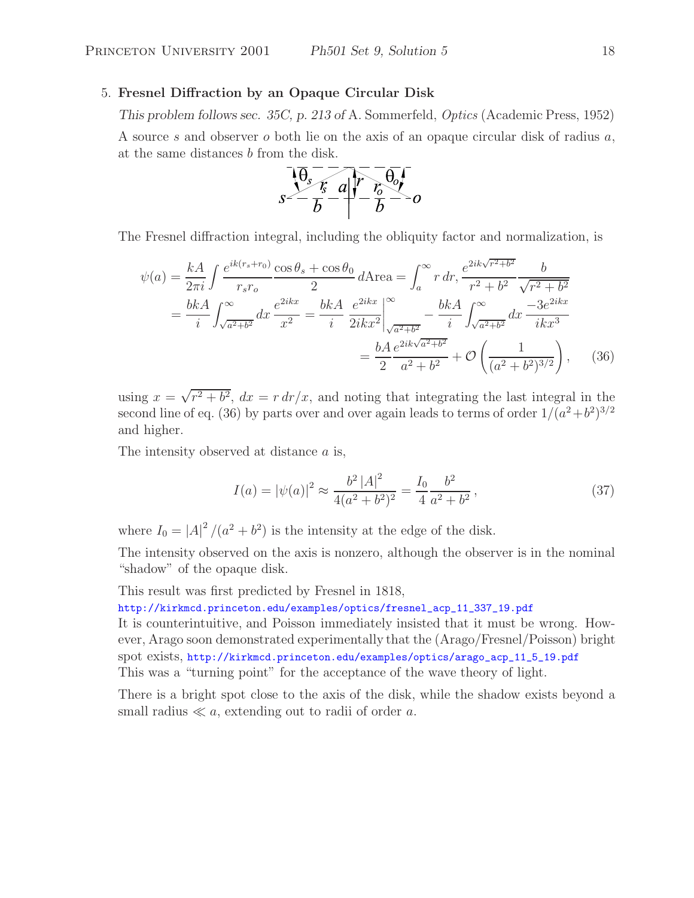5. **Fresnel Diffraction by an Opaque Circular Disk**

*This problem follows sec. 35C, p. 213 of* A. Sommerfeld, *Optics* (Academic Press, 1952)

A source $s$ and observer $o$ both lie on the axis of an opaque circular disk of radius $a$, at the same distances $b$ from the disk.

The Fresnel diffraction integral, including the obliquity factor and normalization, is

$$\psi(a) = \frac{kA}{2\pi i}\int \frac{e^{ik(r_s+r_0)}}{r_s r_o}\frac{\cos\theta_s + \cos\theta_0}{2}\, d\text{Area} = \int_a^\infty r\, dr, \frac{e^{2ik\sqrt{r^2+b^2}}}{r^2+b^2}\frac{b}{\sqrt{r^2+b^2}}$$

$$= \frac{bkA}{i}\int_{\sqrt{a^2+b^2}}^\infty dx\, \frac{e^{2ikx}}{x^2} = \frac{bkA}{i}\left.\frac{e^{2ikx}}{2ikx^2}\right|_{\sqrt{a^2+b^2}}^\infty - \frac{bkA}{i}\int_{\sqrt{a^2+b^2}}^\infty dx\, \frac{-3e^{2ikx}}{ikx^3}$$

$$= \frac{bA}{2}\frac{e^{2ik\sqrt{a^2+b^2}}}{a^2+b^2} + \mathcal{O}\left(\frac{1}{(a^2+b^2)^{3/2}}\right), \qquad (36)$$

using $x = \sqrt{r^2+b^2}$, $dx = r\,dr/x$, and noting that integrating the last integral in the second line of eq. (36) by parts over and over again leads to terms of order $1/(a^2+b^2)^{3/2}$ and higher.

The intensity observed at distance $a$ is,

$$I(a) = |\psi(a)|^2 \approx \frac{b^2|A|^2}{4(a^2+b^2)^2} = \frac{I_0}{4}\frac{b^2}{a^2+b^2}, \qquad (37)$$

where $I_0 = |A|^2/(a^2+b^2)$ is the intensity at the edge of the disk.

The intensity observed on the axis is nonzero, although the observer is in the nominal "shadow" of the opaque disk.

This result was first predicted by Fresnel in 1818,
http://kirkmcd.princeton.edu/examples/optics/fresnel_acp_11_337_19.pdf
It is counterintuitive, and Poisson immediately insisted that it must be wrong. However, Arago soon demonstrated experimentally that the (Arago/Fresnel/Poisson) bright spot exists, http://kirkmcd.princeton.edu/examples/optics/arago_acp_11_5_19.pdf
This was a "turning point" for the acceptance of the wave theory of light.

There is a bright spot close to the axis of the disk, while the shadow exists beyond a small radius $\ll a$, extending out to radii of order $a$.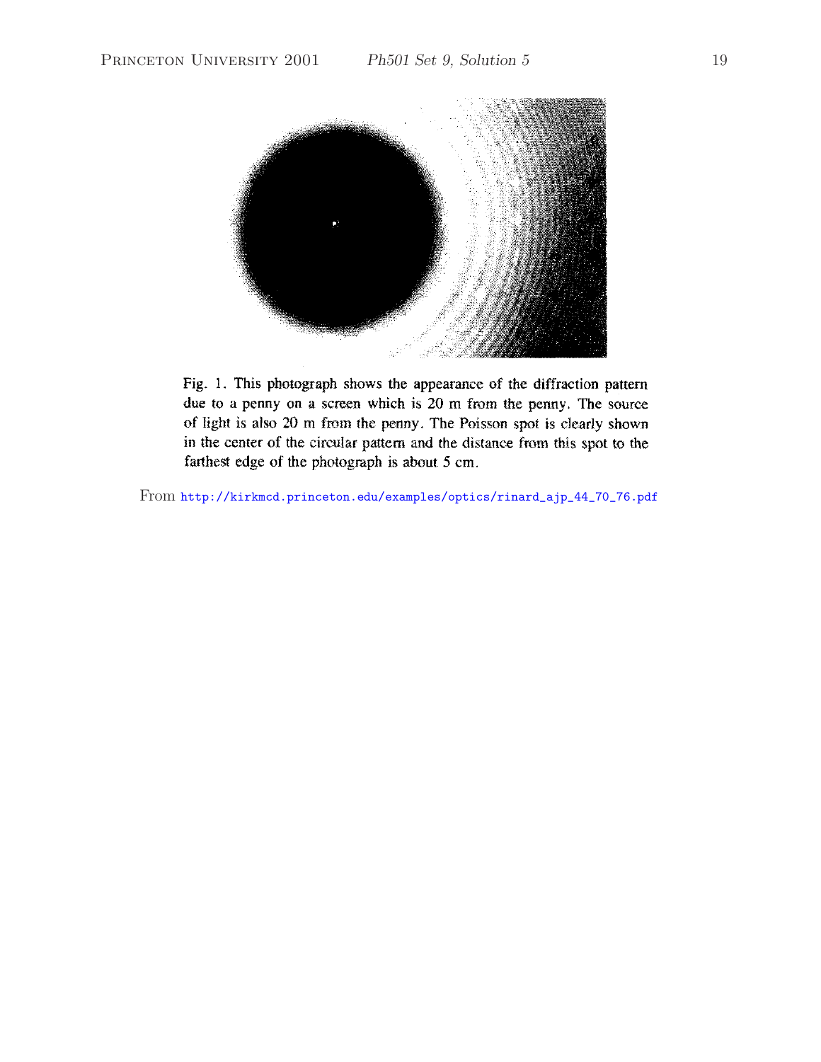Fig. 1. This photograph shows the appearance of the diffraction pattern due to a penny on a screen which is 20 m from the penny. The source of light is also 20 m from the penny. The Poisson spot is clearly shown in the center of the circular pattern and the distance from this spot to the farthest edge of the photograph is about 5 cm.

From http://kirkmcd.princeton.edu/examples/optics/rinard_ajp_44_70_76.pdf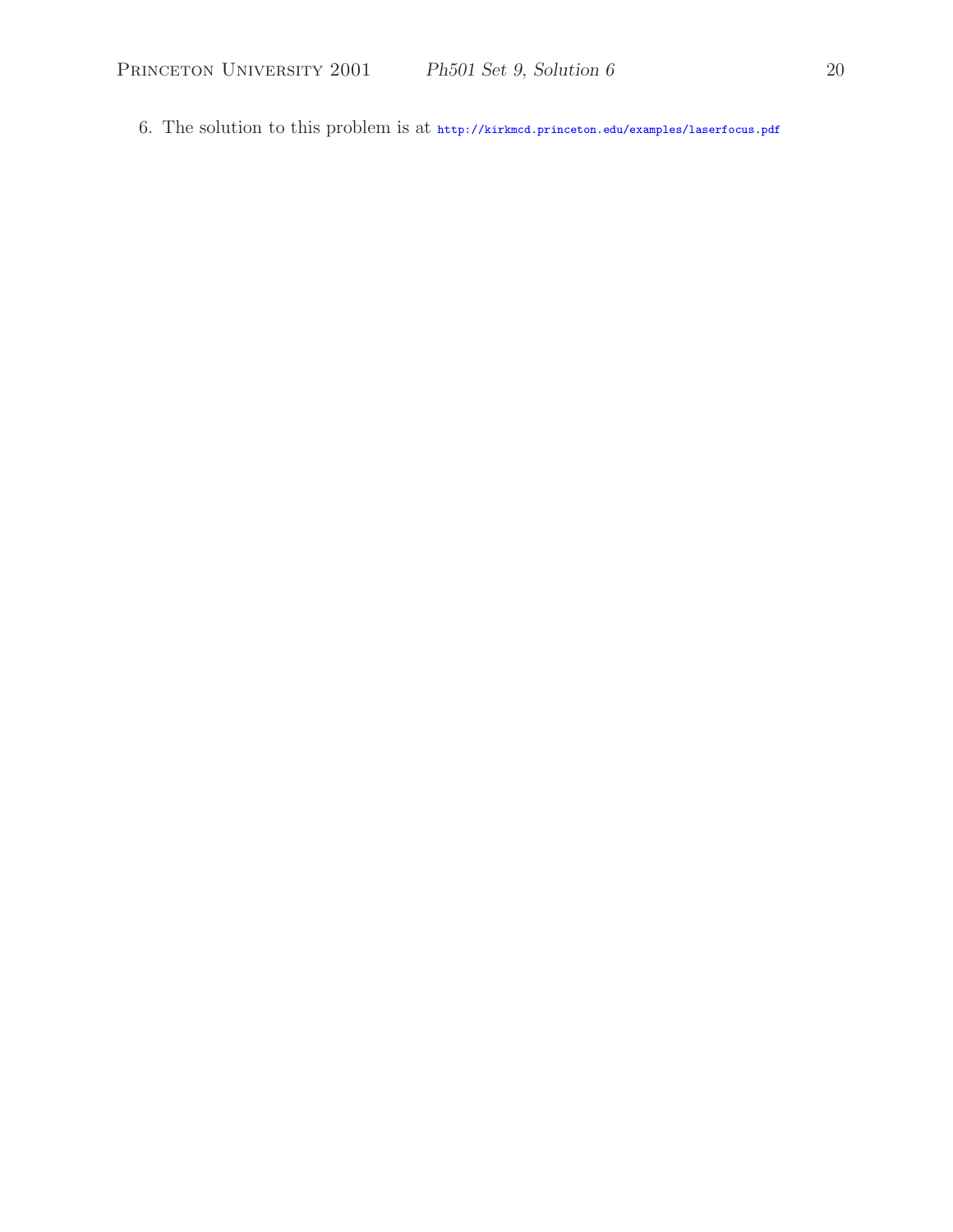6. The solution to this problem is at http://kirkmcd.princeton.edu/examples/laserfocus.pdf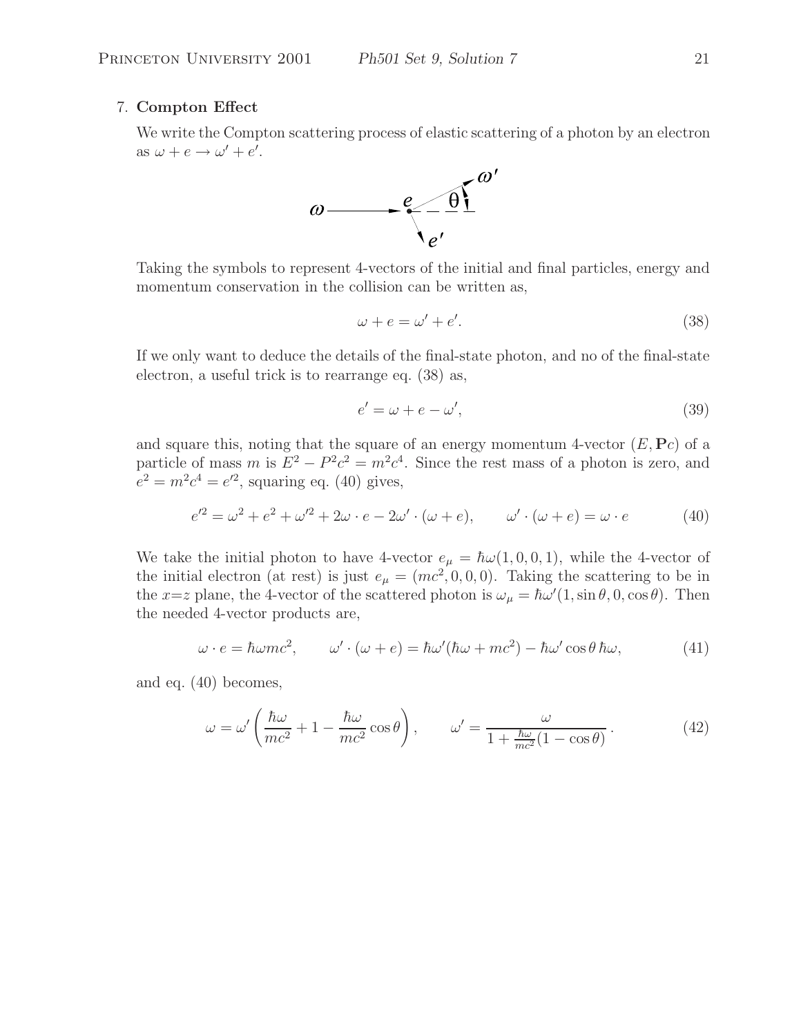7. **Compton Effect**

We write the Compton scattering process of elastic scattering of a photon by an electron as $\omega + e \to \omega' + e'$.

Taking the symbols to represent 4-vectors of the initial and final particles, energy and momentum conservation in the collision can be written as,

$$\omega + e = \omega' + e'. \tag{38}$$

If we only want to deduce the details of the final-state photon, and no of the final-state electron, a useful trick is to rearrange eq. (38) as,

$$e' = \omega + e - \omega', \tag{39}$$

and square this, noting that the square of an energy momentum 4-vector $(E, \mathbf{P}c)$ of a particle of mass $m$ is $E^2 - P^2c^2 = m^2c^4$. Since the rest mass of a photon is zero, and $e^2 = m^2c^4 = e'^2$, squaring eq. (40) gives,

$$e'^2 = \omega^2 + e^2 + \omega'^2 + 2\omega \cdot e - 2\omega' \cdot (\omega + e), \qquad \omega' \cdot (\omega + e) = \omega \cdot e \tag{40}$$

We take the initial photon to have 4-vector $e_\mu = \hbar\omega(1, 0, 0, 1)$, while the 4-vector of the initial electron (at rest) is just $e_\mu = (mc^2, 0, 0, 0)$. Taking the scattering to be in the $x$=$z$ plane, the 4-vector of the scattered photon is $\omega_\mu = \hbar\omega'(1, \sin\theta, 0, \cos\theta)$. Then the needed 4-vector products are,

$$\omega \cdot e = \hbar\omega mc^2, \qquad \omega' \cdot (\omega + e) = \hbar\omega'(\hbar\omega + mc^2) - \hbar\omega' \cos\theta \, \hbar\omega, \tag{41}$$

and eq. (40) becomes,

$$\omega = \omega' \left( \frac{\hbar\omega}{mc^2} + 1 - \frac{\hbar\omega}{mc^2} \cos\theta \right), \qquad \omega' = \frac{\omega}{1 + \frac{\hbar\omega}{mc^2}(1 - \cos\theta)}. \tag{42}$$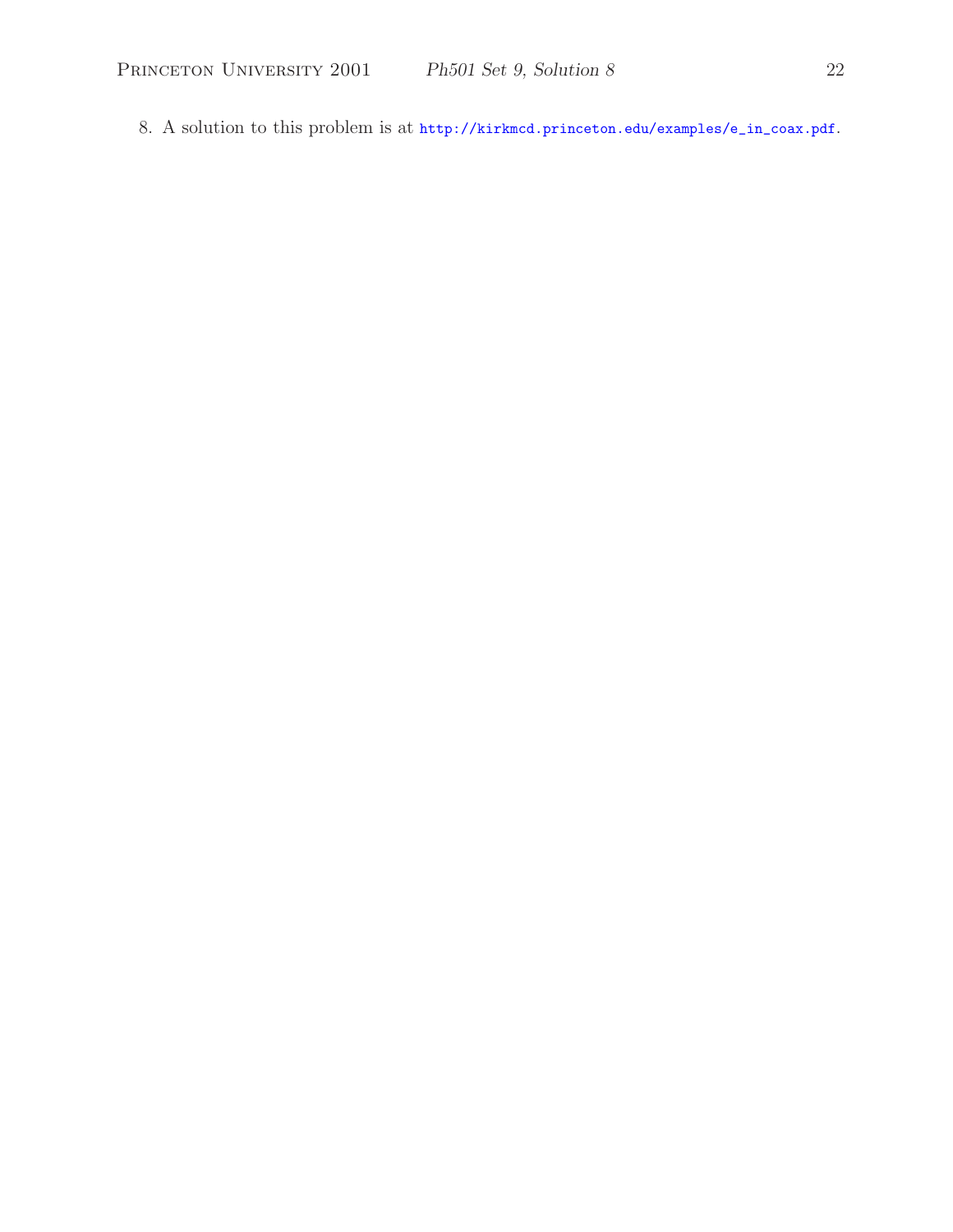8. A solution to this problem is at http://kirkmcd.princeton.edu/examples/e_in_coax.pdf.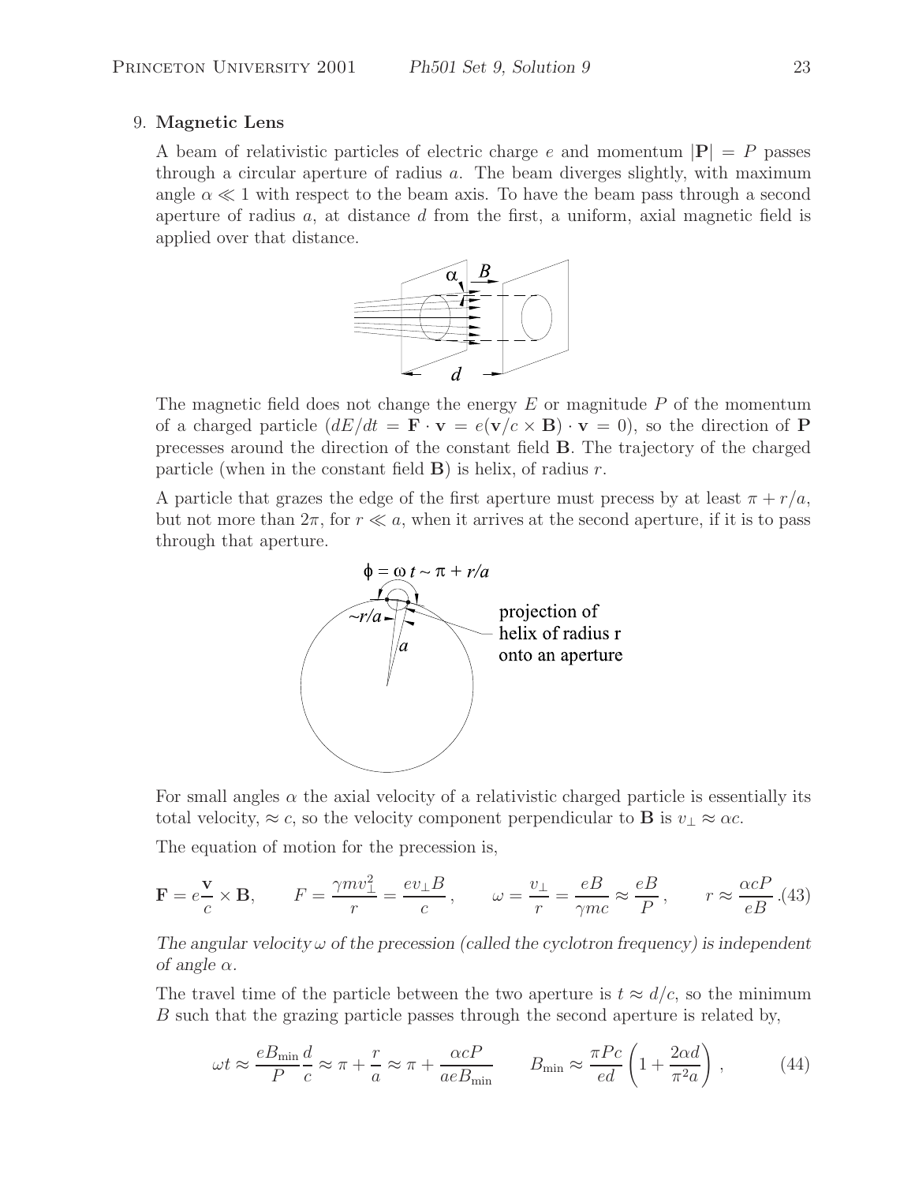9. **Magnetic Lens**

A beam of relativistic particles of electric charge $e$ and momentum $|\mathbf{P}| = P$ passes through a circular aperture of radius $a$. The beam diverges slightly, with maximum angle $\alpha \ll 1$ with respect to the beam axis. To have the beam pass through a second aperture of radius $a$, at distance $d$ from the first, a uniform, axial magnetic field is applied over that distance.

The magnetic field does not change the energy $E$ or magnitude $P$ of the momentum of a charged particle ($dE/dt = \mathbf{F} \cdot \mathbf{v} = e(\mathbf{v}/c \times \mathbf{B}) \cdot \mathbf{v} = 0$), so the direction of $\mathbf{P}$ precesses around the direction of the constant field $\mathbf{B}$. The trajectory of the charged particle (when in the constant field $\mathbf{B}$) is helix, of radius $r$.

A particle that grazes the edge of the first aperture must precess by at least $\pi + r/a$, but not more than $2\pi$, for $r \ll a$, when it arrives at the second aperture, if it is to pass through that aperture.

For small angles $\alpha$ the axial velocity of a relativistic charged particle is essentially its total velocity, $\approx c$, so the velocity component perpendicular to $\mathbf{B}$ is $v_\perp \approx \alpha c$.

The equation of motion for the precession is,

$$\mathbf{F} = e\frac{\mathbf{v}}{c} \times \mathbf{B}, \qquad F = \frac{\gamma m v_\perp^2}{r} = \frac{e v_\perp B}{c}, \qquad \omega = \frac{v_\perp}{r} = \frac{eB}{\gamma mc} \approx \frac{eB}{P}, \qquad r \approx \frac{\alpha c P}{eB}. \tag{43}$$

*The angular velocity $\omega$ of the precession (called the cyclotron frequency) is independent of angle $\alpha$.*

The travel time of the particle between the two aperture is $t \approx d/c$, so the minimum $B$ such that the grazing particle passes through the second aperture is related by,

$$\omega t \approx \frac{eB_{\min}}{P}\frac{d}{c} \approx \pi + \frac{r}{a} \approx \pi + \frac{\alpha c P}{a e B_{\min}} \qquad B_{\min} \approx \frac{\pi P c}{ed}\left(1 + \frac{2\alpha d}{\pi^2 a}\right), \tag{44}$$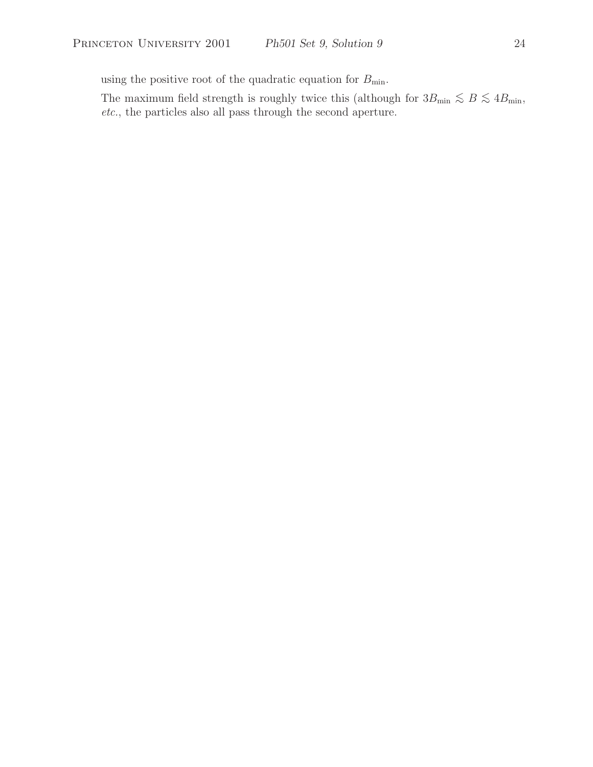using the positive root of the quadratic equation for $B_{\min}$.

The maximum field strength is roughly twice this (although for $3B_{\min} \lesssim B \lesssim 4B_{\min}$, *etc.*, the particles also all pass through the second aperture.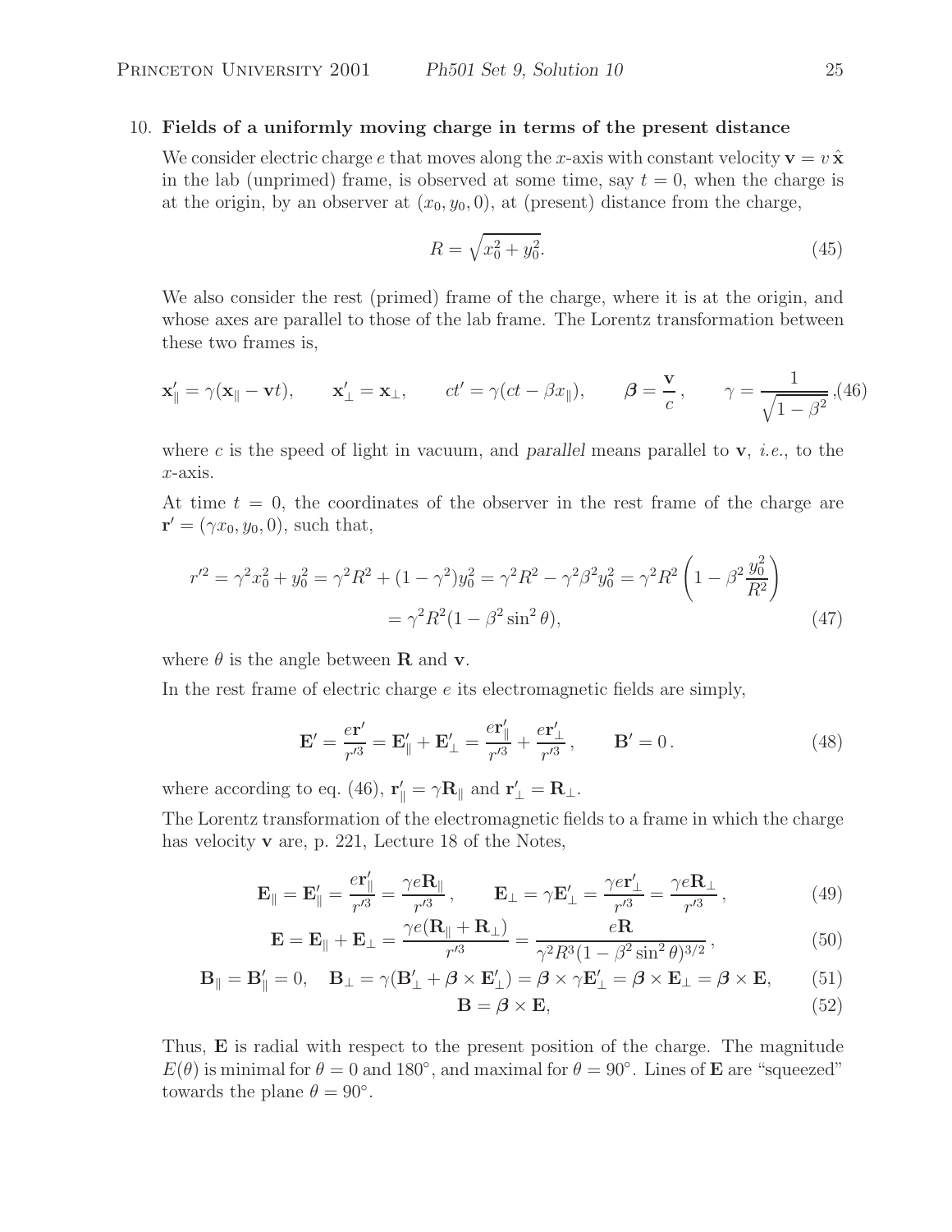10. **Fields of a uniformly moving charge in terms of the present distance**

We consider electric charge $e$ that moves along the $x$-axis with constant velocity $\mathbf{v} = v\,\hat{\mathbf{x}}$ in the lab (unprimed) frame, is observed at some time, say $t = 0$, when the charge is at the origin, by an observer at $(x_0, y_0, 0)$, at (present) distance from the charge,

$$R = \sqrt{x_0^2 + y_0^2}. \tag{45}$$

We also consider the rest (primed) frame of the charge, where it is at the origin, and whose axes are parallel to those of the lab frame. The Lorentz transformation between these two frames is,

$$\mathbf{x}'_\parallel = \gamma(\mathbf{x}_\parallel - \mathbf{v}t), \qquad \mathbf{x}'_\perp = \mathbf{x}_\perp, \qquad ct' = \gamma(ct - \beta x_\parallel), \qquad \boldsymbol{\beta} = \frac{\mathbf{v}}{c}, \qquad \gamma = \frac{1}{\sqrt{1-\beta^2}}, \tag{46}$$

where $c$ is the speed of light in vacuum, and *parallel* means parallel to $\mathbf{v}$, *i.e.*, to the $x$-axis.

At time $t = 0$, the coordinates of the observer in the rest frame of the charge are $\mathbf{r}' = (\gamma x_0, y_0, 0)$, such that,

$$\begin{aligned} r'^2 = \gamma^2 x_0^2 + y_0^2 = \gamma^2 R^2 + (1-\gamma^2) y_0^2 = \gamma^2 R^2 - \gamma^2\beta^2 y_0^2 = \gamma^2 R^2 \left(1 - \beta^2 \frac{y_0^2}{R^2}\right) \\ = \gamma^2 R^2 (1 - \beta^2 \sin^2\theta), \end{aligned} \tag{47}$$

where $\theta$ is the angle between $\mathbf{R}$ and $\mathbf{v}$.

In the rest frame of electric charge $e$ its electromagnetic fields are simply,

$$\mathbf{E}' = \frac{e\mathbf{r}'}{r'^3} = \mathbf{E}'_\parallel + \mathbf{E}'_\perp = \frac{e\mathbf{r}'_\parallel}{r'^3} + \frac{e\mathbf{r}'_\perp}{r'^3}, \qquad \mathbf{B}' = 0. \tag{48}$$

where according to eq. (46), $\mathbf{r}'_\parallel = \gamma \mathbf{R}_\parallel$ and $\mathbf{r}'_\perp = \mathbf{R}_\perp$.

The Lorentz transformation of the electromagnetic fields to a frame in which the charge has velocity $\mathbf{v}$ are, p. 221, Lecture 18 of the Notes,

$$\mathbf{E}_\parallel = \mathbf{E}'_\parallel = \frac{e\mathbf{r}'_\parallel}{r'^3} = \frac{\gamma e \mathbf{R}_\parallel}{r'^3}, \qquad \mathbf{E}_\perp = \gamma \mathbf{E}'_\perp = \frac{\gamma e \mathbf{r}'_\perp}{r'^3} = \frac{\gamma e \mathbf{R}_\perp}{r'^3}, \tag{49}$$

$$\mathbf{E} = \mathbf{E}_\parallel + \mathbf{E}_\perp = \frac{\gamma e(\mathbf{R}_\parallel + \mathbf{R}_\perp)}{r'^3} = \frac{e\mathbf{R}}{\gamma^2 R^3 (1 - \beta^2 \sin^2\theta)^{3/2}}, \tag{50}$$

$$\mathbf{B}_\parallel = \mathbf{B}'_\parallel = 0, \quad \mathbf{B}_\perp = \gamma(\mathbf{B}'_\perp + \boldsymbol{\beta} \times \mathbf{E}'_\perp) = \boldsymbol{\beta} \times \gamma \mathbf{E}'_\perp = \boldsymbol{\beta} \times \mathbf{E}_\perp = \boldsymbol{\beta} \times \mathbf{E}, \tag{51}$$

$$\mathbf{B} = \boldsymbol{\beta} \times \mathbf{E}, \tag{52}$$

Thus, $\mathbf{E}$ is radial with respect to the present position of the charge. The magnitude $E(\theta)$ is minimal for $\theta = 0$ and $180^\circ$, and maximal for $\theta = 90^\circ$. Lines of $\mathbf{E}$ are "squeezed" towards the plane $\theta = 90^\circ$.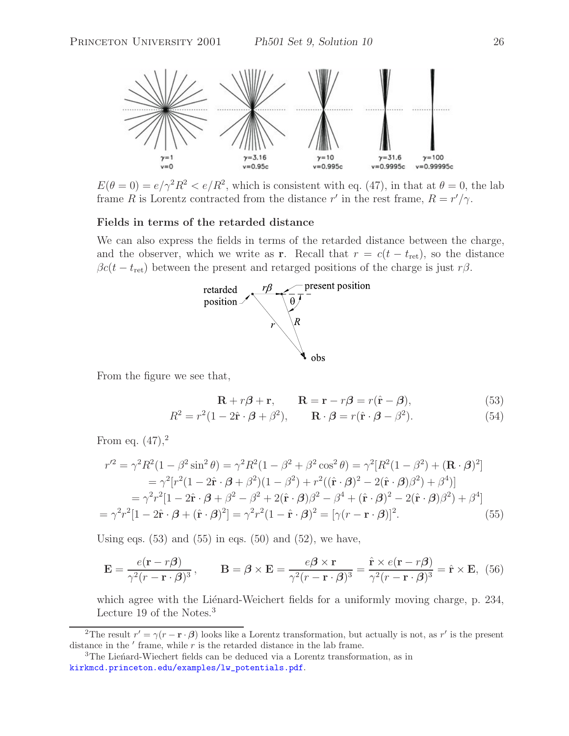$E(\theta = 0) = e/\gamma^2 R^2 < e/R^2$, which is consistent with eq. (47), in that at $\theta = 0$, the lab frame $R$ is Lorentz contracted from the distance $r'$ in the rest frame, $R = r'/\gamma$.

### Fields in terms of the retarded distance

We can also express the fields in terms of the retarded distance between the charge, and the observer, which we write as $\mathbf{r}$. Recall that $r = c(t - t_{\rm ret})$, so the distance $\beta c(t - t_{\rm ret})$ between the present and retarged positions of the charge is just $r\beta$.

From the figure we see that,

$$\mathbf{R} + r\boldsymbol{\beta} + \mathbf{r}, \qquad \mathbf{R} = \mathbf{r} - r\boldsymbol{\beta} = r(\hat{\mathbf{r}} - \boldsymbol{\beta}), \tag{53}$$

$$R^2 = r^2(1 - 2\hat{\mathbf{r}} \cdot \boldsymbol{\beta} + \beta^2), \qquad \mathbf{R} \cdot \boldsymbol{\beta} = r(\hat{\mathbf{r}} \cdot \boldsymbol{\beta} - \beta^2). \tag{54}$$

From eq. (47),[2]

$$\begin{aligned}
r'^2 &= \gamma^2 R^2(1 - \beta^2 \sin^2\theta) = \gamma^2 R^2(1 - \beta^2 + \beta^2 \cos^2\theta) = \gamma^2[R^2(1 - \beta^2) + (\mathbf{R} \cdot \boldsymbol{\beta})^2] \\
&= \gamma^2[r^2(1 - 2\hat{\mathbf{r}} \cdot \boldsymbol{\beta} + \beta^2)(1 - \beta^2) + r^2((\hat{\mathbf{r}} \cdot \boldsymbol{\beta})^2 - 2(\hat{\mathbf{r}} \cdot \boldsymbol{\beta})\beta^2) + \beta^4)] \\
&= \gamma^2 r^2[1 - 2\hat{\mathbf{r}} \cdot \boldsymbol{\beta} + \beta^2 - \beta^2 + 2(\hat{\mathbf{r}} \cdot \boldsymbol{\beta})\beta^2 - \beta^4 + (\hat{\mathbf{r}} \cdot \boldsymbol{\beta})^2 - 2(\hat{\mathbf{r}} \cdot \boldsymbol{\beta})\beta^2) + \beta^4] \\
&= \gamma^2 r^2[1 - 2\hat{\mathbf{r}} \cdot \boldsymbol{\beta} + (\hat{\mathbf{r}} \cdot \boldsymbol{\beta})^2] = \gamma^2 r^2(1 - \hat{\mathbf{r}} \cdot \boldsymbol{\beta})^2 = [\gamma(r - \mathbf{r} \cdot \boldsymbol{\beta})]^2.
\end{aligned} \tag{55}$$

Using eqs. (53) and (55) in eqs. (50) and (52), we have,

$$\mathbf{E} = \frac{e(\mathbf{r} - r\boldsymbol{\beta})}{\gamma^2(r - \mathbf{r} \cdot \boldsymbol{\beta})^3}, \qquad \mathbf{B} = \boldsymbol{\beta} \times \mathbf{E} = \frac{e\boldsymbol{\beta} \times \mathbf{r}}{\gamma^2(r - \mathbf{r} \cdot \boldsymbol{\beta})^3} = \frac{\hat{\mathbf{r}} \times e(\mathbf{r} - r\boldsymbol{\beta})}{\gamma^2(r - \mathbf{r} \cdot \boldsymbol{\beta})^3} = \hat{\mathbf{r}} \times \mathbf{E}, \tag{56}$$

which agree with the Liénard-Weichert fields for a uniformly moving charge, p. 234, Lecture 19 of the Notes.[3]

---

[2] The result $r' = \gamma(r - \mathbf{r} \cdot \boldsymbol{\beta})$ looks like a Lorentz transformation, but actually is not, as $r'$ is the present distance in the $'$ frame, while $r$ is the retarded distance in the lab frame.

[3] The Lieńard-Wiechert fields can be deduced via a Lorentz transformation, as in kirkmcd.princeton.edu/examples/lw_potentials.pdf.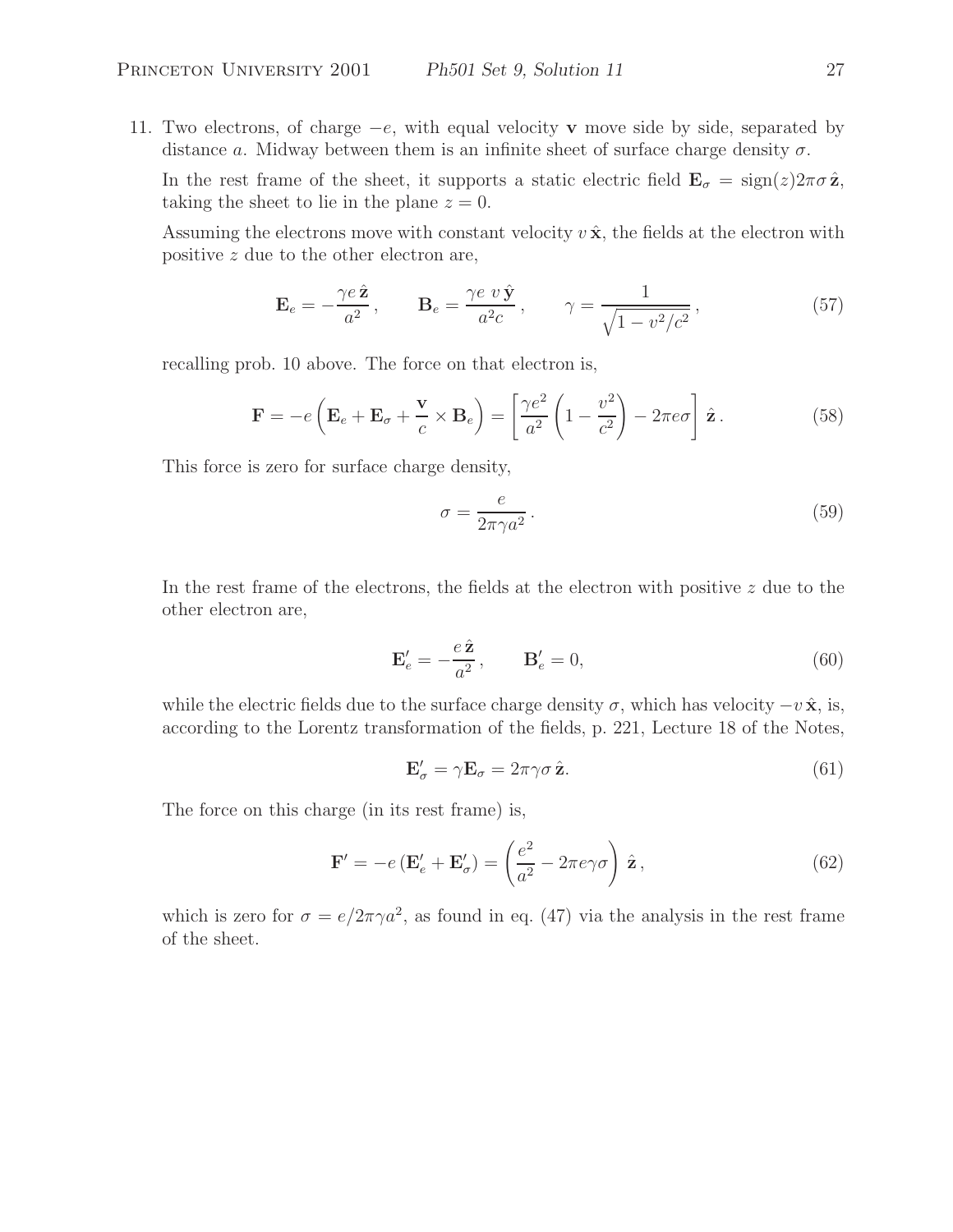11. Two electrons, of charge $-e$, with equal velocity $\mathbf{v}$ move side by side, separated by distance $a$. Midway between them is an infinite sheet of surface charge density $\sigma$.

In the rest frame of the sheet, it supports a static electric field $\mathbf{E}_\sigma = \text{sign}(z) 2\pi\sigma\,\hat{\mathbf{z}}$, taking the sheet to lie in the plane $z = 0$.

Assuming the electrons move with constant velocity $v\,\hat{\mathbf{x}}$, the fields at the electron with positive $z$ due to the other electron are,

$$\mathbf{E}_e = -\frac{\gamma e\,\hat{\mathbf{z}}}{a^2}\,, \qquad \mathbf{B}_e = \frac{\gamma e\ v\,\hat{\mathbf{y}}}{a^2 c}\,, \qquad \gamma = \frac{1}{\sqrt{1 - v^2/c^2}}\,, \tag{57}$$

recalling prob. 10 above. The force on that electron is,

$$\mathbf{F} = -e\left(\mathbf{E}_e + \mathbf{E}_\sigma + \frac{\mathbf{v}}{c} \times \mathbf{B}_e\right) = \left[\frac{\gamma e^2}{a^2}\left(1 - \frac{v^2}{c^2}\right) - 2\pi e\sigma\right]\hat{\mathbf{z}}\,. \tag{58}$$

This force is zero for surface charge density,

$$\sigma = \frac{e}{2\pi\gamma a^2}\,. \tag{59}$$

In the rest frame of the electrons, the fields at the electron with positive $z$ due to the other electron are,

$$\mathbf{E}'_e = -\frac{e\,\hat{\mathbf{z}}}{a^2}\,, \qquad \mathbf{B}'_e = 0, \tag{60}$$

while the electric fields due to the surface charge density $\sigma$, which has velocity $-v\,\hat{\mathbf{x}}$, is, according to the Lorentz transformation of the fields, p. 221, Lecture 18 of the Notes,

$$\mathbf{E}'_\sigma = \gamma \mathbf{E}_\sigma = 2\pi\gamma\sigma\,\hat{\mathbf{z}}. \tag{61}$$

The force on this charge (in its rest frame) is,

$$\mathbf{F}' = -e\left(\mathbf{E}'_e + \mathbf{E}'_\sigma\right) = \left(\frac{e^2}{a^2} - 2\pi e\gamma\sigma\right)\hat{\mathbf{z}}\,, \tag{62}$$

which is zero for $\sigma = e/2\pi\gamma a^2$, as found in eq. (47) via the analysis in the rest frame of the sheet.